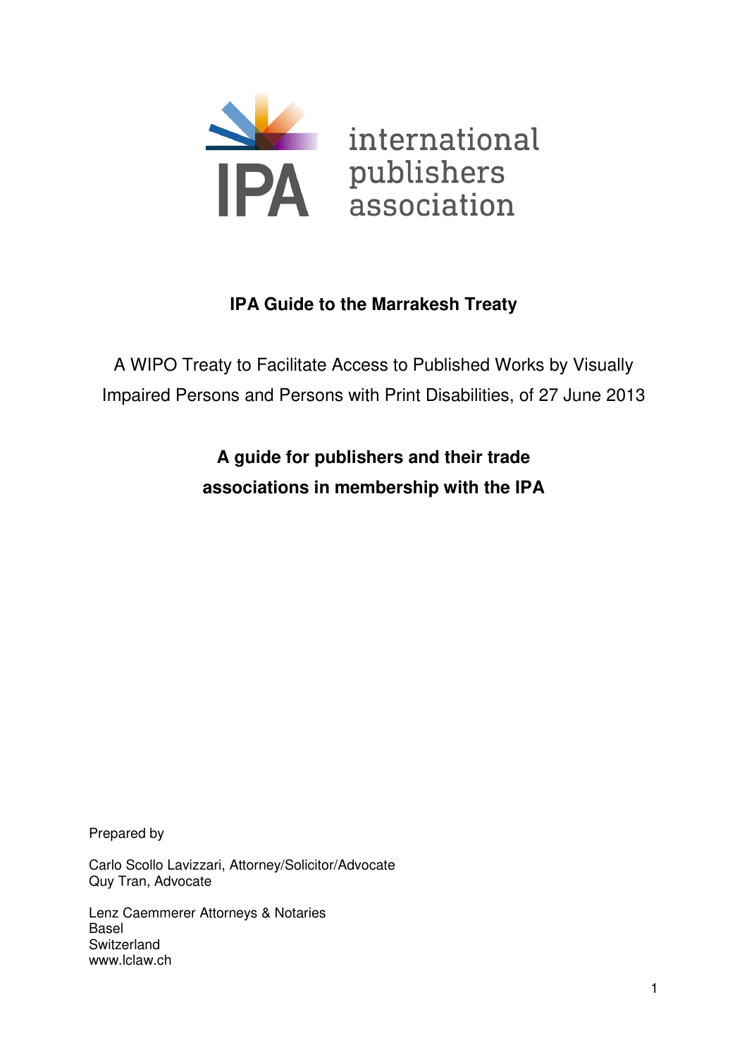IPA international publishers association

# IPA Guide to the Marrakesh Treaty

A WIPO Treaty to Facilitate Access to Published Works by Visually Impaired Persons and Persons with Print Disabilities, of 27 June 2013

**A guide for publishers and their trade associations in membership with the IPA**

Prepared by

Carlo Scollo Lavizzari, Attorney/Solicitor/Advocate
Quy Tran, Advocate

Lenz Caemmerer Attorneys & Notaries
Basel
Switzerland
www.lclaw.ch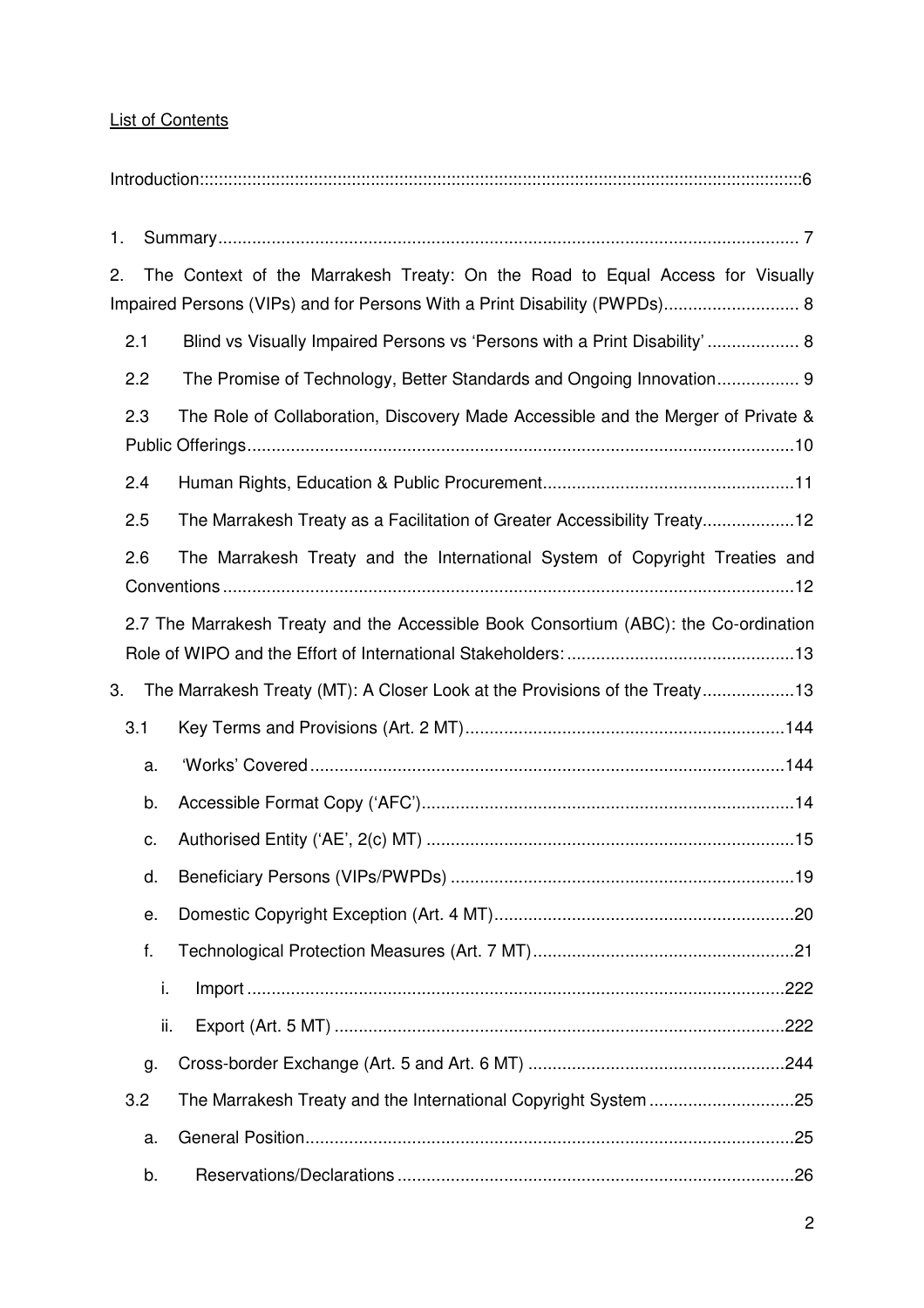List of Contents

Introduction:::::::::::::::::::::::::::::::::::::::::::::::::::::::::::::::::::::::::::::::::::::::::::::::::::::::::::::::::::::::::::::::::::::::::::6

1. Summary ........................................................................................................................ 7

2. The Context of the Marrakesh Treaty: On the Road to Equal Access for Visually Impaired Persons (VIPs) and for Persons With a Print Disability (PWPDs)............................ 8

   2.1 Blind vs Visually Impaired Persons vs 'Persons with a Print Disability' ................... 8

   2.2 The Promise of Technology, Better Standards and Ongoing Innovation................. 9

   2.3 The Role of Collaboration, Discovery Made Accessible and the Merger of Private & Public Offerings................................................................................................................10

   2.4 Human Rights, Education & Public Procurement....................................................11

   2.5 The Marrakesh Treaty as a Facilitation of Greater Accessibility Treaty...................12

   2.6 The Marrakesh Treaty and the International System of Copyright Treaties and Conventions .....................................................................................................................12

   2.7 The Marrakesh Treaty and the Accessible Book Consortium (ABC): the Co-ordination Role of WIPO and the Effort of International Stakeholders: ...............................................13

3. The Marrakesh Treaty (MT): A Closer Look at the Provisions of the Treaty...................13

   3.1 Key Terms and Provisions (Art. 2 MT)..................................................................144

      a. 'Works' Covered.................................................................................................144

      b. Accessible Format Copy ('AFC')............................................................................14

      c. Authorised Entity ('AE', 2(c) MT) ...........................................................................15

      d. Beneficiary Persons (VIPs/PWPDs) ......................................................................19

      e. Domestic Copyright Exception (Art. 4 MT)..............................................................20

      f. Technological Protection Measures (Art. 7 MT)......................................................21

         i. Import ..............................................................................................................222

         ii. Export (Art. 5 MT) .............................................................................................222

      g. Cross-border Exchange (Art. 5 and Art. 6 MT) .....................................................244

   3.2 The Marrakesh Treaty and the International Copyright System ..............................25

      a. General Position....................................................................................................25

      b. Reservations/Declarations .................................................................................26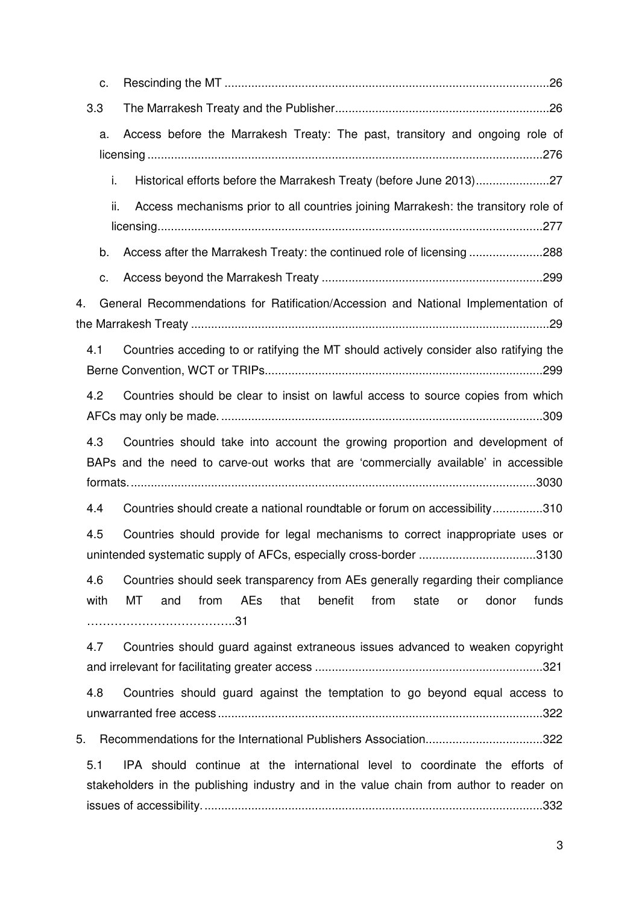c. Rescinding the MT ................................................................................................26

3.3 The Marrakesh Treaty and the Publisher...............................................................26

a. Access before the Marrakesh Treaty: The past, transitory and ongoing role of licensing .....................................................................................................................276

i. Historical efforts before the Marrakesh Treaty (before June 2013)......................27

ii. Access mechanisms prior to all countries joining Marrakesh: the transitory role of licensing.................................................................................................................277

b. Access after the Marrakesh Treaty: the continued role of licensing ......................288

c. Access beyond the Marrakesh Treaty ..................................................................299

4. General Recommendations for Ratification/Accession and National Implementation of the Marrakesh Treaty ..........................................................................................................29

4.1 Countries acceding to or ratifying the MT should actively consider also ratifying the Berne Convention, WCT or TRIPs...................................................................................299

4.2 Countries should be clear to insist on lawful access to source copies from which AFCs may only be made. ...............................................................................................309

4.3 Countries should take into account the growing proportion and development of BAPs and the need to carve-out works that are 'commercially available' in accessible formats. ........................................................................................................................3030

4.4 Countries should create a national roundtable or forum on accessibility...............310

4.5 Countries should provide for legal mechanisms to correct inappropriate uses or unintended systematic supply of AFCs, especially cross-border ...................................3130

4.6 Countries should seek transparency from AEs generally regarding their compliance with MT and from AEs that benefit from state or donor funds ………………………………..31

4.7 Countries should guard against extraneous issues advanced to weaken copyright and irrelevant for facilitating greater access ....................................................................321

4.8 Countries should guard against the temptation to go beyond equal access to unwarranted free access ................................................................................................322

5. Recommendations for the International Publishers Association...................................322

5.1 IPA should continue at the international level to coordinate the efforts of stakeholders in the publishing industry and in the value chain from author to reader on issues of accessibility. ....................................................................................................332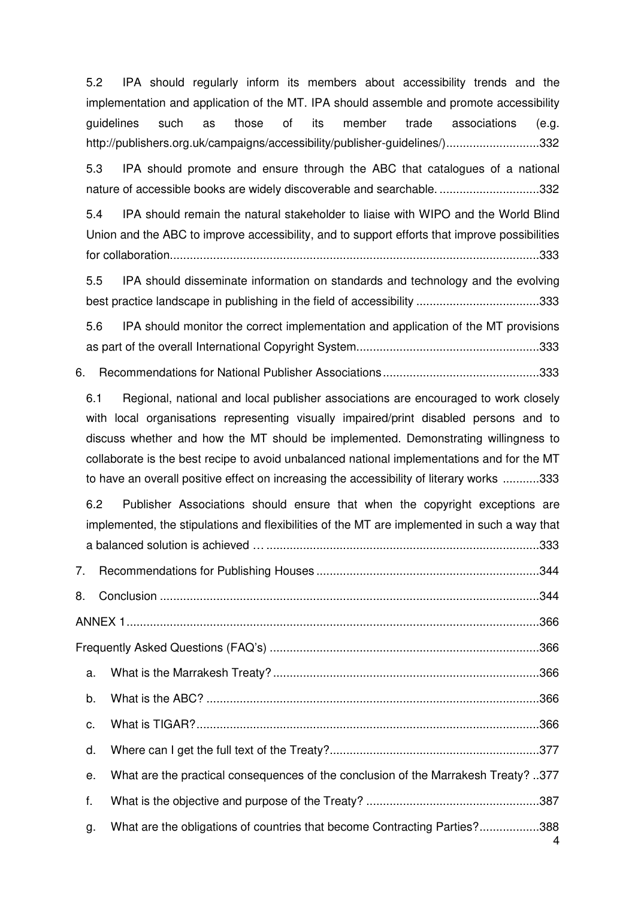5.2 IPA should regularly inform its members about accessibility trends and the implementation and application of the MT. IPA should assemble and promote accessibility guidelines such as those of its member trade associations (e.g. http://publishers.org.uk/campaigns/accessibility/publisher-guidelines/)............................332

5.3 IPA should promote and ensure through the ABC that catalogues of a national nature of accessible books are widely discoverable and searchable. ..............................332

5.4 IPA should remain the natural stakeholder to liaise with WIPO and the World Blind Union and the ABC to improve accessibility, and to support efforts that improve possibilities for collaboration...............................................................................................................333

5.5 IPA should disseminate information on standards and technology and the evolving best practice landscape in publishing in the field of accessibility .....................................333

5.6 IPA should monitor the correct implementation and application of the MT provisions as part of the overall International Copyright System.......................................................333

6. Recommendations for National Publisher Associations...............................................333

6.1 Regional, national and local publisher associations are encouraged to work closely with local organisations representing visually impaired/print disabled persons and to discuss whether and how the MT should be implemented. Demonstrating willingness to collaborate is the best recipe to avoid unbalanced national implementations and for the MT to have an overall positive effect on increasing the accessibility of literary works ...........333

6.2 Publisher Associations should ensure that when the copyright exceptions are implemented, the stipulations and flexibilities of the MT are implemented in such a way that a balanced solution is achieved … ..................................................................................333

7. Recommendations for Publishing Houses ...................................................................344

8. Conclusion .................................................................................................................344

ANNEX 1...........................................................................................................................366

Frequently Asked Questions (FAQ's) .................................................................................366

a. What is the Marrakesh Treaty? ................................................................................366

b. What is the ABC? ....................................................................................................366

c. What is TIGAR?.......................................................................................................366

d. Where can I get the full text of the Treaty?...............................................................377

e. What are the practical consequences of the conclusion of the Marrakesh Treaty? ..377

f. What is the objective and purpose of the Treaty? ....................................................387

g. What are the obligations of countries that become Contracting Parties?..................388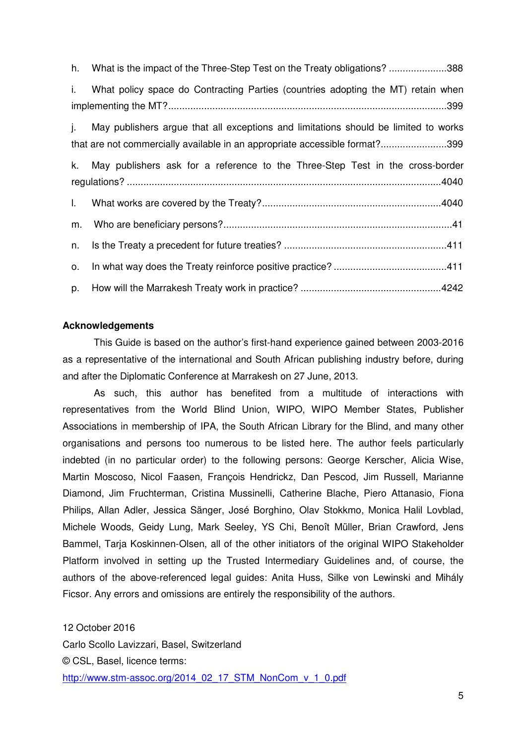h. What is the impact of the Three-Step Test on the Treaty obligations? .....................388

i. What policy space do Contracting Parties (countries adopting the MT) retain when implementing the MT?.....................................................................................................399

j. May publishers argue that all exceptions and limitations should be limited to works that are not commercially available in an appropriate accessible format?........................399

k. May publishers ask for a reference to the Three-Step Test in the cross-border regulations? .................................................................................................................4040

l. What works are covered by the Treaty?.................................................................4040

m. Who are beneficiary persons?..................................................................................41

n. Is the Treaty a precedent for future treaties? ..........................................................411

o. In what way does the Treaty reinforce positive practice? .........................................411

p. How will the Marrakesh Treaty work in practice? ..................................................4242

**Acknowledgements**

This Guide is based on the author's first-hand experience gained between 2003-2016 as a representative of the international and South African publishing industry before, during and after the Diplomatic Conference at Marrakesh on 27 June, 2013.

As such, this author has benefited from a multitude of interactions with representatives from the World Blind Union, WIPO, WIPO Member States, Publisher Associations in membership of IPA, the South African Library for the Blind, and many other organisations and persons too numerous to be listed here. The author feels particularly indebted (in no particular order) to the following persons: George Kerscher, Alicia Wise, Martin Moscoso, Nicol Faasen, François Hendrickz, Dan Pescod, Jim Russell, Marianne Diamond, Jim Fruchterman, Cristina Mussinelli, Catherine Blache, Piero Attanasio, Fiona Philips, Allan Adler, Jessica Sänger, José Borghino, Olav Stokkmo, Monica Halil Lovblad, Michele Woods, Geidy Lung, Mark Seeley, YS Chi, Benoît Müller, Brian Crawford, Jens Bammel, Tarja Koskinnen-Olsen, all of the other initiators of the original WIPO Stakeholder Platform involved in setting up the Trusted Intermediary Guidelines and, of course, the authors of the above-referenced legal guides: Anita Huss, Silke von Lewinski and Mihály Ficsor. Any errors and omissions are entirely the responsibility of the authors.

12 October 2016

Carlo Scollo Lavizzari, Basel, Switzerland

© CSL, Basel, licence terms:

[http://www.stm-assoc.org/2014_02_17_STM_NonCom_v_1_0.pdf](http://www.stm-assoc.org/2014_02_17_STM_NonCom_v_1_0.pdf)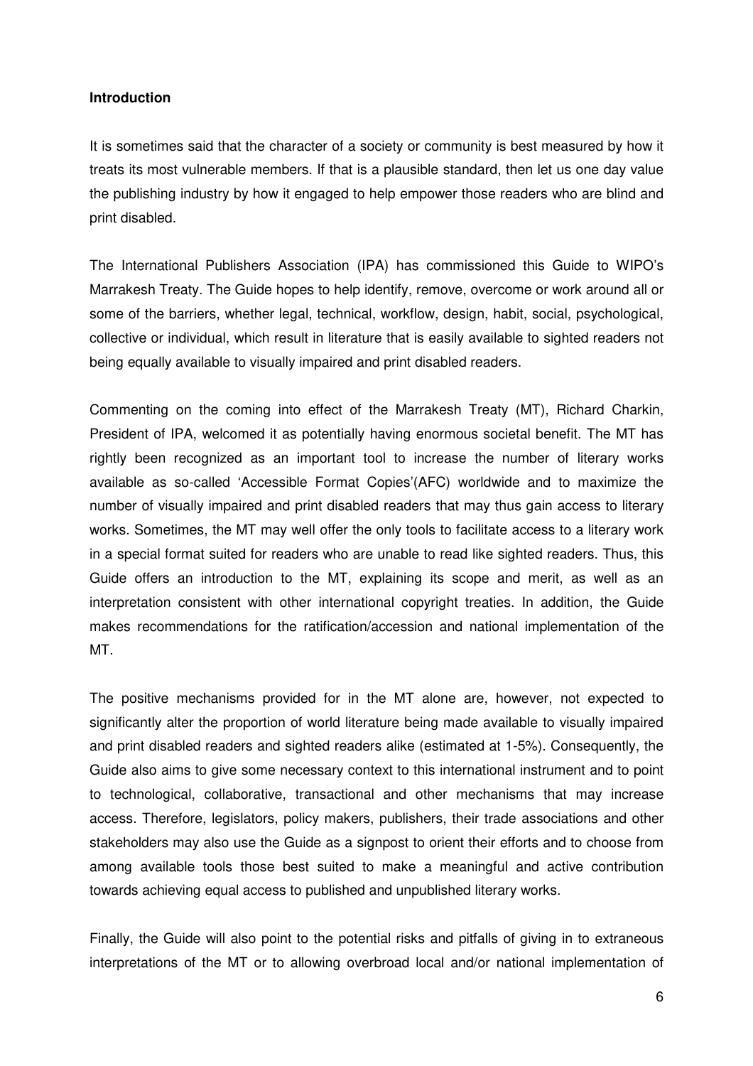**Introduction**

It is sometimes said that the character of a society or community is best measured by how it treats its most vulnerable members. If that is a plausible standard, then let us one day value the publishing industry by how it engaged to help empower those readers who are blind and print disabled.

The International Publishers Association (IPA) has commissioned this Guide to WIPO's Marrakesh Treaty. The Guide hopes to help identify, remove, overcome or work around all or some of the barriers, whether legal, technical, workflow, design, habit, social, psychological, collective or individual, which result in literature that is easily available to sighted readers not being equally available to visually impaired and print disabled readers.

Commenting on the coming into effect of the Marrakesh Treaty (MT), Richard Charkin, President of IPA, welcomed it as potentially having enormous societal benefit. The MT has rightly been recognized as an important tool to increase the number of literary works available as so-called 'Accessible Format Copies'(AFC) worldwide and to maximize the number of visually impaired and print disabled readers that may thus gain access to literary works. Sometimes, the MT may well offer the only tools to facilitate access to a literary work in a special format suited for readers who are unable to read like sighted readers. Thus, this Guide offers an introduction to the MT, explaining its scope and merit, as well as an interpretation consistent with other international copyright treaties. In addition, the Guide makes recommendations for the ratification/accession and national implementation of the MT.

The positive mechanisms provided for in the MT alone are, however, not expected to significantly alter the proportion of world literature being made available to visually impaired and print disabled readers and sighted readers alike (estimated at 1-5%). Consequently, the Guide also aims to give some necessary context to this international instrument and to point to technological, collaborative, transactional and other mechanisms that may increase access. Therefore, legislators, policy makers, publishers, their trade associations and other stakeholders may also use the Guide as a signpost to orient their efforts and to choose from among available tools those best suited to make a meaningful and active contribution towards achieving equal access to published and unpublished literary works.

Finally, the Guide will also point to the potential risks and pitfalls of giving in to extraneous interpretations of the MT or to allowing overbroad local and/or national implementation of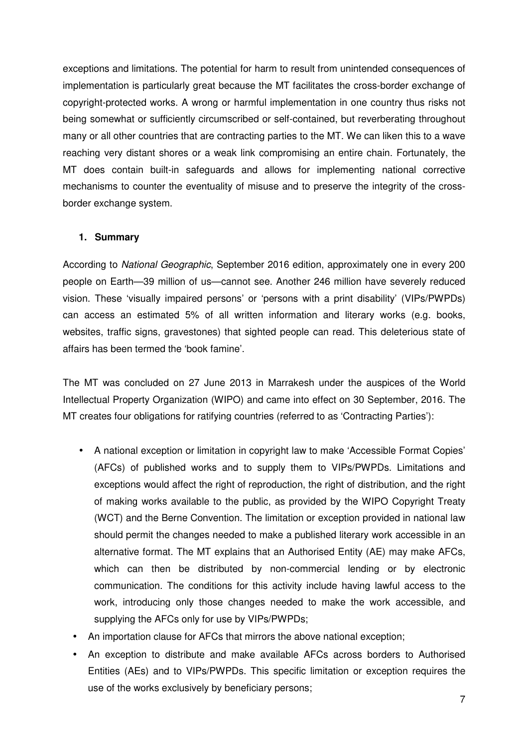exceptions and limitations. The potential for harm to result from unintended consequences of implementation is particularly great because the MT facilitates the cross-border exchange of copyright-protected works. A wrong or harmful implementation in one country thus risks not being somewhat or sufficiently circumscribed or self-contained, but reverberating throughout many or all other countries that are contracting parties to the MT. We can liken this to a wave reaching very distant shores or a weak link compromising an entire chain. Fortunately, the MT does contain built-in safeguards and allows for implementing national corrective mechanisms to counter the eventuality of misuse and to preserve the integrity of the cross-border exchange system.

## 1. Summary

According to *National Geographic*, September 2016 edition, approximately one in every 200 people on Earth—39 million of us—cannot see. Another 246 million have severely reduced vision. These 'visually impaired persons' or 'persons with a print disability' (VIPs/PWPDs) can access an estimated 5% of all written information and literary works (e.g. books, websites, traffic signs, gravestones) that sighted people can read. This deleterious state of affairs has been termed the 'book famine'.

The MT was concluded on 27 June 2013 in Marrakesh under the auspices of the World Intellectual Property Organization (WIPO) and came into effect on 30 September, 2016. The MT creates four obligations for ratifying countries (referred to as 'Contracting Parties'):

- A national exception or limitation in copyright law to make 'Accessible Format Copies' (AFCs) of published works and to supply them to VIPs/PWPDs. Limitations and exceptions would affect the right of reproduction, the right of distribution, and the right of making works available to the public, as provided by the WIPO Copyright Treaty (WCT) and the Berne Convention. The limitation or exception provided in national law should permit the changes needed to make a published literary work accessible in an alternative format. The MT explains that an Authorised Entity (AE) may make AFCs, which can then be distributed by non-commercial lending or by electronic communication. The conditions for this activity include having lawful access to the work, introducing only those changes needed to make the work accessible, and supplying the AFCs only for use by VIPs/PWPDs;
- An importation clause for AFCs that mirrors the above national exception;
- An exception to distribute and make available AFCs across borders to Authorised Entities (AEs) and to VIPs/PWPDs. This specific limitation or exception requires the use of the works exclusively by beneficiary persons;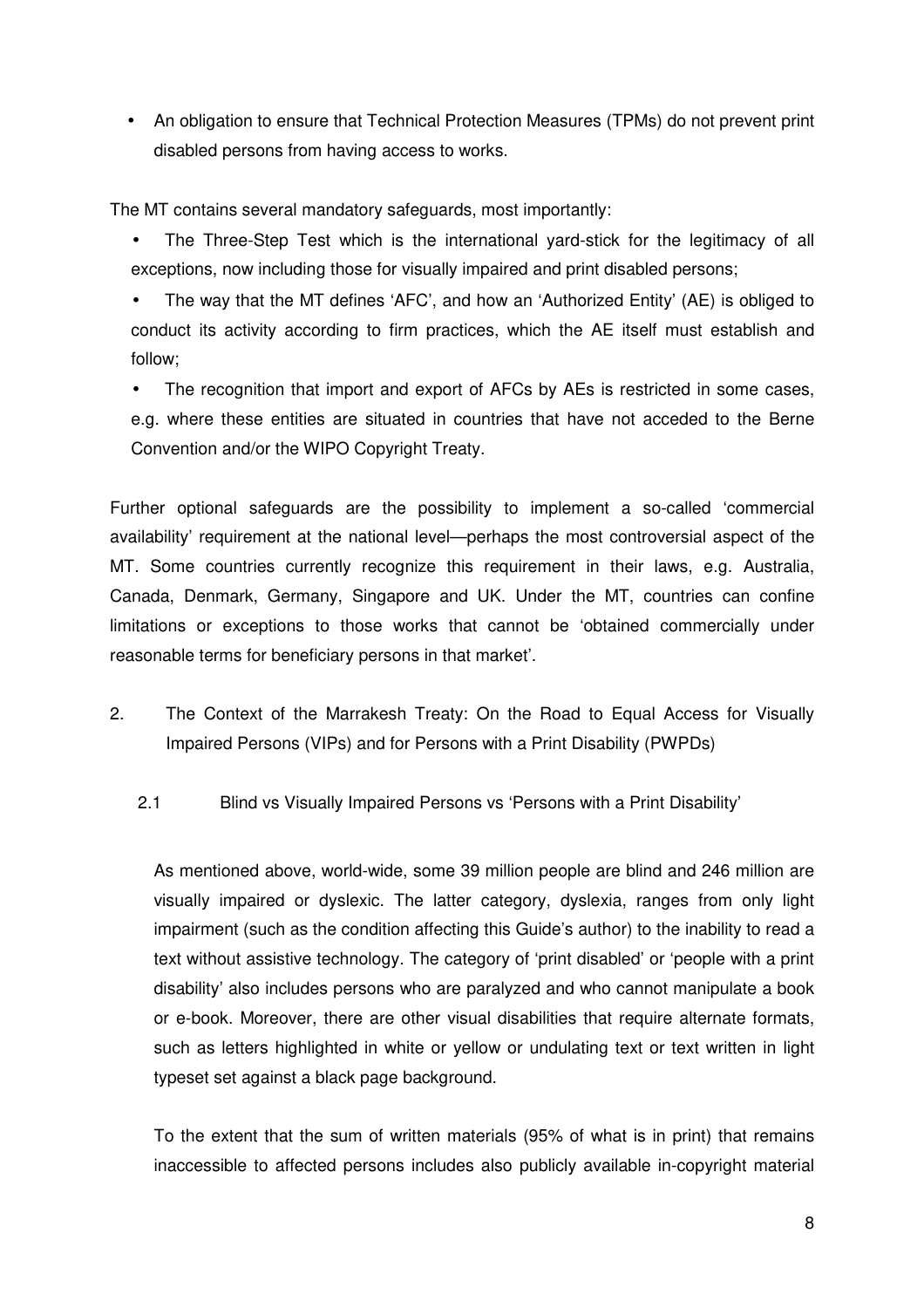- An obligation to ensure that Technical Protection Measures (TPMs) do not prevent print disabled persons from having access to works.

The MT contains several mandatory safeguards, most importantly:

- The Three-Step Test which is the international yard-stick for the legitimacy of all exceptions, now including those for visually impaired and print disabled persons;
- The way that the MT defines 'AFC', and how an 'Authorized Entity' (AE) is obliged to conduct its activity according to firm practices, which the AE itself must establish and follow;
- The recognition that import and export of AFCs by AEs is restricted in some cases, e.g. where these entities are situated in countries that have not acceded to the Berne Convention and/or the WIPO Copyright Treaty.

Further optional safeguards are the possibility to implement a so-called 'commercial availability' requirement at the national level—perhaps the most controversial aspect of the MT. Some countries currently recognize this requirement in their laws, e.g. Australia, Canada, Denmark, Germany, Singapore and UK. Under the MT, countries can confine limitations or exceptions to those works that cannot be 'obtained commercially under reasonable terms for beneficiary persons in that market'.

## 2. The Context of the Marrakesh Treaty: On the Road to Equal Access for Visually Impaired Persons (VIPs) and for Persons with a Print Disability (PWPDs)

### 2.1 Blind vs Visually Impaired Persons vs 'Persons with a Print Disability'

As mentioned above, world-wide, some 39 million people are blind and 246 million are visually impaired or dyslexic. The latter category, dyslexia, ranges from only light impairment (such as the condition affecting this Guide's author) to the inability to read a text without assistive technology. The category of 'print disabled' or 'people with a print disability' also includes persons who are paralyzed and who cannot manipulate a book or e-book. Moreover, there are other visual disabilities that require alternate formats, such as letters highlighted in white or yellow or undulating text or text written in light typeset set against a black page background.

To the extent that the sum of written materials (95% of what is in print) that remains inaccessible to affected persons includes also publicly available in-copyright material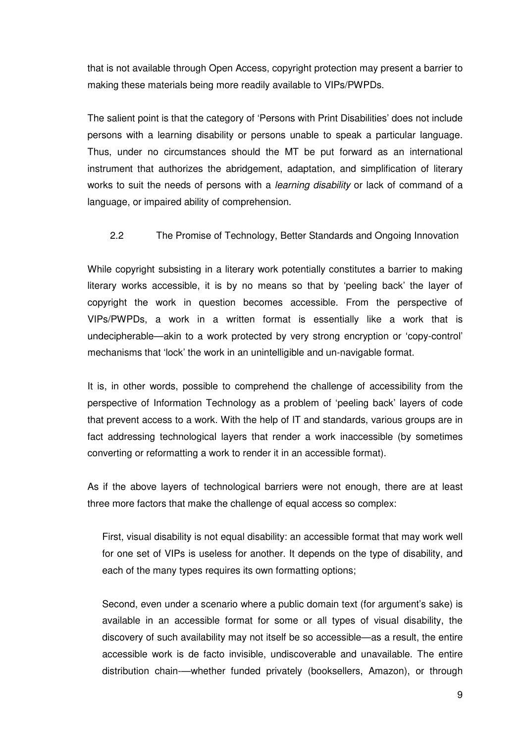that is not available through Open Access, copyright protection may present a barrier to making these materials being more readily available to VIPs/PWPDs.

The salient point is that the category of 'Persons with Print Disabilities' does not include persons with a learning disability or persons unable to speak a particular language. Thus, under no circumstances should the MT be put forward as an international instrument that authorizes the abridgement, adaptation, and simplification of literary works to suit the needs of persons with a *learning disability* or lack of command of a language, or impaired ability of comprehension.

### 2.2 The Promise of Technology, Better Standards and Ongoing Innovation

While copyright subsisting in a literary work potentially constitutes a barrier to making literary works accessible, it is by no means so that by 'peeling back' the layer of copyright the work in question becomes accessible. From the perspective of VIPs/PWPDs, a work in a written format is essentially like a work that is undecipherable—akin to a work protected by very strong encryption or 'copy-control' mechanisms that 'lock' the work in an unintelligible and un-navigable format.

It is, in other words, possible to comprehend the challenge of accessibility from the perspective of Information Technology as a problem of 'peeling back' layers of code that prevent access to a work. With the help of IT and standards, various groups are in fact addressing technological layers that render a work inaccessible (by sometimes converting or reformatting a work to render it in an accessible format).

As if the above layers of technological barriers were not enough, there are at least three more factors that make the challenge of equal access so complex:

First, visual disability is not equal disability: an accessible format that may work well for one set of VIPs is useless for another. It depends on the type of disability, and each of the many types requires its own formatting options;

Second, even under a scenario where a public domain text (for argument's sake) is available in an accessible format for some or all types of visual disability, the discovery of such availability may not itself be so accessible—as a result, the entire accessible work is de facto invisible, undiscoverable and unavailable. The entire distribution chain-—whether funded privately (booksellers, Amazon), or through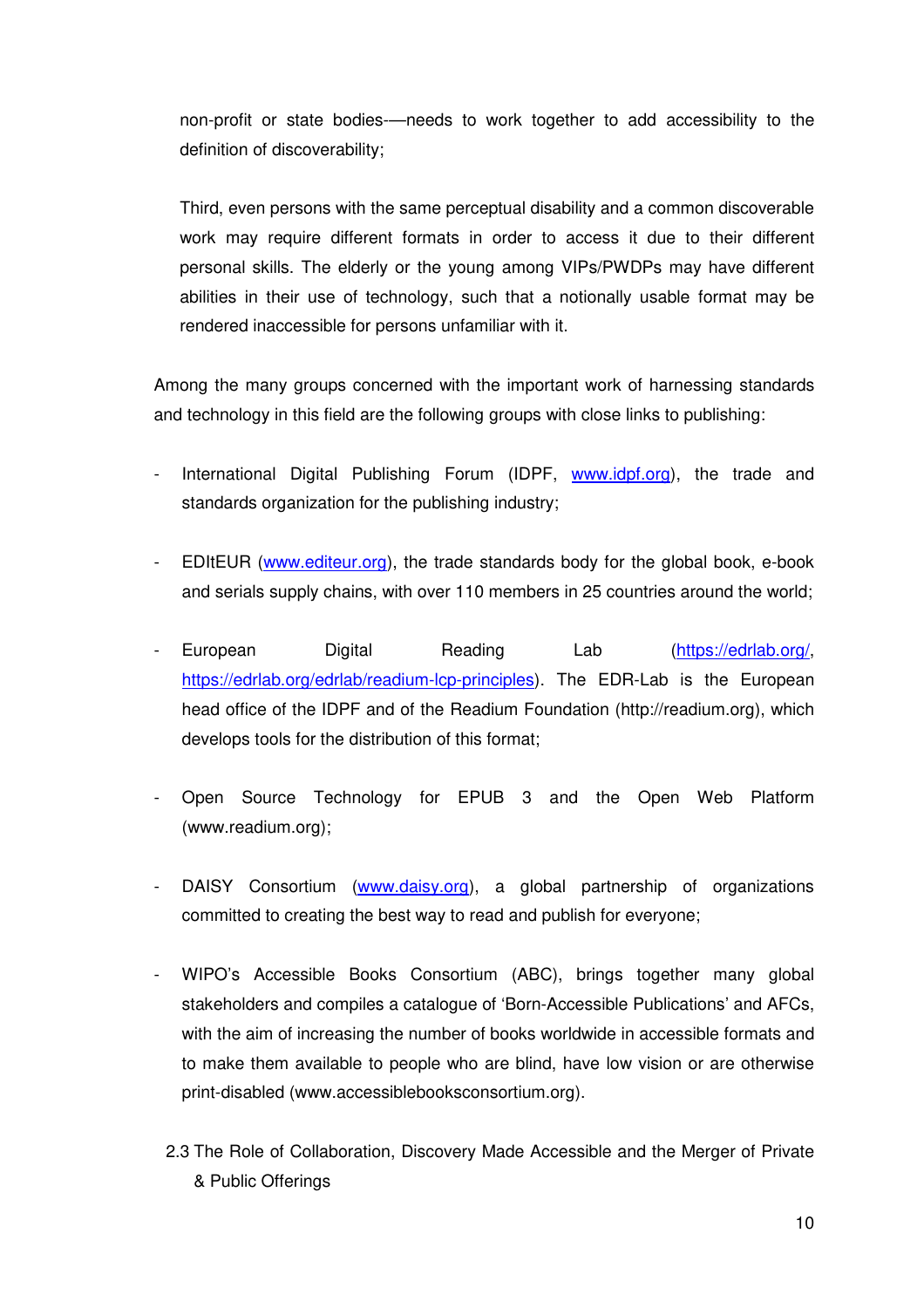non-profit or state bodies-—needs to work together to add accessibility to the definition of discoverability;

Third, even persons with the same perceptual disability and a common discoverable work may require different formats in order to access it due to their different personal skills. The elderly or the young among VIPs/PWDPs may have different abilities in their use of technology, such that a notionally usable format may be rendered inaccessible for persons unfamiliar with it.

Among the many groups concerned with the important work of harnessing standards and technology in this field are the following groups with close links to publishing:

- International Digital Publishing Forum (IDPF, www.idpf.org), the trade and standards organization for the publishing industry;

- EDItEUR (www.editeur.org), the trade standards body for the global book, e-book and serials supply chains, with over 110 members in 25 countries around the world;

- European Digital Reading Lab (https://edrlab.org/, https://edrlab.org/edrlab/readium-lcp-principles). The EDR-Lab is the European head office of the IDPF and of the Readium Foundation (http://readium.org), which develops tools for the distribution of this format;

- Open Source Technology for EPUB 3 and the Open Web Platform (www.readium.org);

- DAISY Consortium (www.daisy.org), a global partnership of organizations committed to creating the best way to read and publish for everyone;

- WIPO's Accessible Books Consortium (ABC), brings together many global stakeholders and compiles a catalogue of 'Born-Accessible Publications' and AFCs, with the aim of increasing the number of books worldwide in accessible formats and to make them available to people who are blind, have low vision or are otherwise print-disabled (www.accessiblebooksconsortium.org).

### 2.3 The Role of Collaboration, Discovery Made Accessible and the Merger of Private & Public Offerings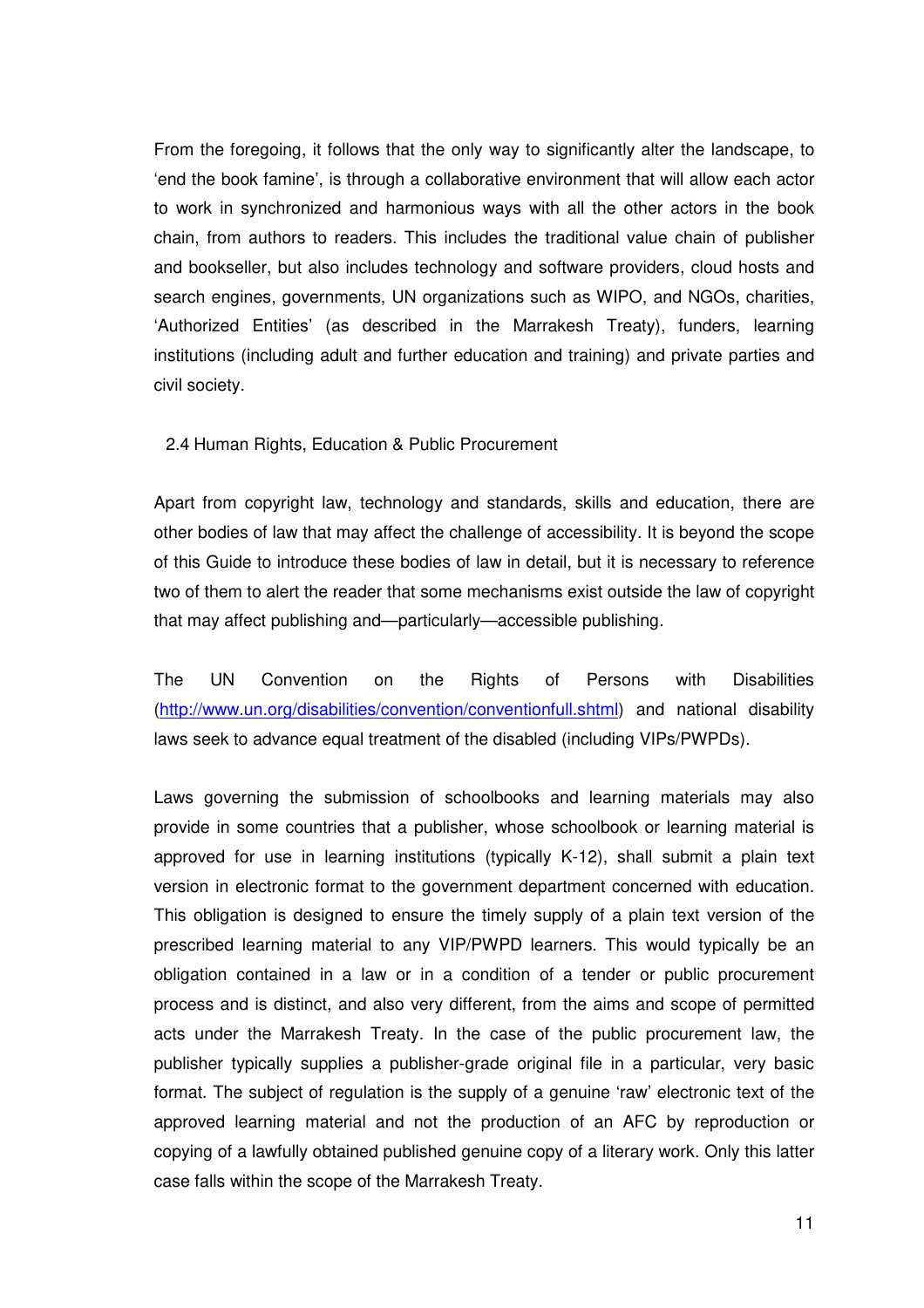From the foregoing, it follows that the only way to significantly alter the landscape, to 'end the book famine', is through a collaborative environment that will allow each actor to work in synchronized and harmonious ways with all the other actors in the book chain, from authors to readers. This includes the traditional value chain of publisher and bookseller, but also includes technology and software providers, cloud hosts and search engines, governments, UN organizations such as WIPO, and NGOs, charities, 'Authorized Entities' (as described in the Marrakesh Treaty), funders, learning institutions (including adult and further education and training) and private parties and civil society.

### 2.4 Human Rights, Education & Public Procurement

Apart from copyright law, technology and standards, skills and education, there are other bodies of law that may affect the challenge of accessibility. It is beyond the scope of this Guide to introduce these bodies of law in detail, but it is necessary to reference two of them to alert the reader that some mechanisms exist outside the law of copyright that may affect publishing and—particularly—accessible publishing.

The UN Convention on the Rights of Persons with Disabilities (http://www.un.org/disabilities/convention/conventionfull.shtml) and national disability laws seek to advance equal treatment of the disabled (including VIPs/PWPDs).

Laws governing the submission of schoolbooks and learning materials may also provide in some countries that a publisher, whose schoolbook or learning material is approved for use in learning institutions (typically K-12), shall submit a plain text version in electronic format to the government department concerned with education. This obligation is designed to ensure the timely supply of a plain text version of the prescribed learning material to any VIP/PWPD learners. This would typically be an obligation contained in a law or in a condition of a tender or public procurement process and is distinct, and also very different, from the aims and scope of permitted acts under the Marrakesh Treaty. In the case of the public procurement law, the publisher typically supplies a publisher-grade original file in a particular, very basic format. The subject of regulation is the supply of a genuine 'raw' electronic text of the approved learning material and not the production of an AFC by reproduction or copying of a lawfully obtained published genuine copy of a literary work. Only this latter case falls within the scope of the Marrakesh Treaty.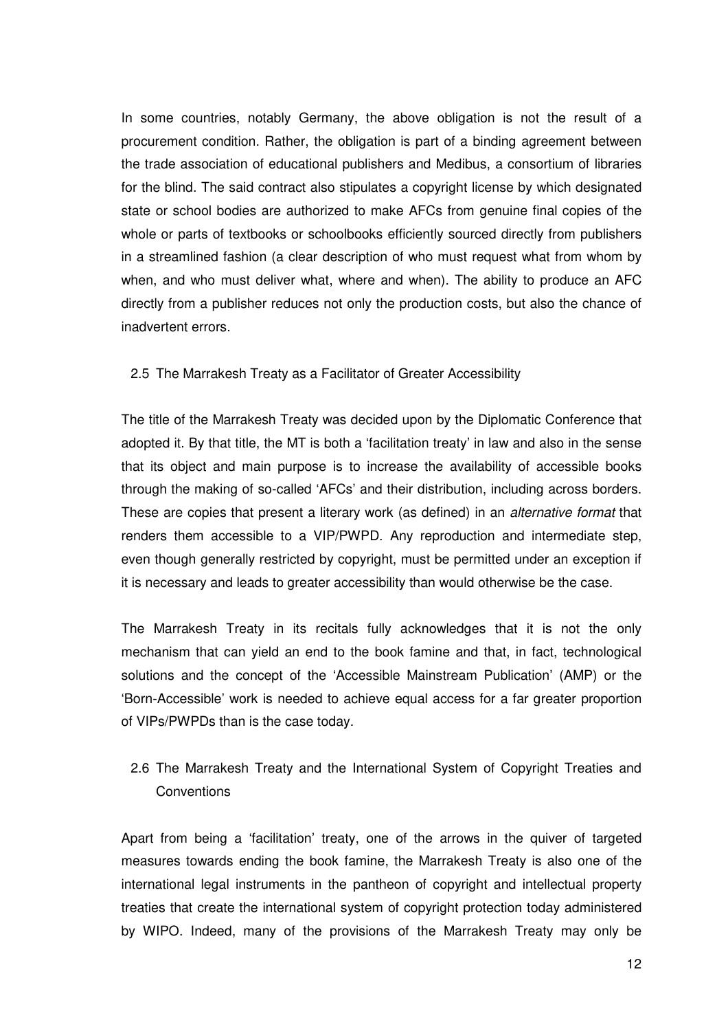In some countries, notably Germany, the above obligation is not the result of a procurement condition. Rather, the obligation is part of a binding agreement between the trade association of educational publishers and Medibus, a consortium of libraries for the blind. The said contract also stipulates a copyright license by which designated state or school bodies are authorized to make AFCs from genuine final copies of the whole or parts of textbooks or schoolbooks efficiently sourced directly from publishers in a streamlined fashion (a clear description of who must request what from whom by when, and who must deliver what, where and when). The ability to produce an AFC directly from a publisher reduces not only the production costs, but also the chance of inadvertent errors.

## 2.5 The Marrakesh Treaty as a Facilitator of Greater Accessibility

The title of the Marrakesh Treaty was decided upon by the Diplomatic Conference that adopted it. By that title, the MT is both a 'facilitation treaty' in law and also in the sense that its object and main purpose is to increase the availability of accessible books through the making of so-called 'AFCs' and their distribution, including across borders. These are copies that present a literary work (as defined) in an *alternative format* that renders them accessible to a VIP/PWPD. Any reproduction and intermediate step, even though generally restricted by copyright, must be permitted under an exception if it is necessary and leads to greater accessibility than would otherwise be the case.

The Marrakesh Treaty in its recitals fully acknowledges that it is not the only mechanism that can yield an end to the book famine and that, in fact, technological solutions and the concept of the 'Accessible Mainstream Publication' (AMP) or the 'Born-Accessible' work is needed to achieve equal access for a far greater proportion of VIPs/PWPDs than is the case today.

## 2.6 The Marrakesh Treaty and the International System of Copyright Treaties and Conventions

Apart from being a 'facilitation' treaty, one of the arrows in the quiver of targeted measures towards ending the book famine, the Marrakesh Treaty is also one of the international legal instruments in the pantheon of copyright and intellectual property treaties that create the international system of copyright protection today administered by WIPO. Indeed, many of the provisions of the Marrakesh Treaty may only be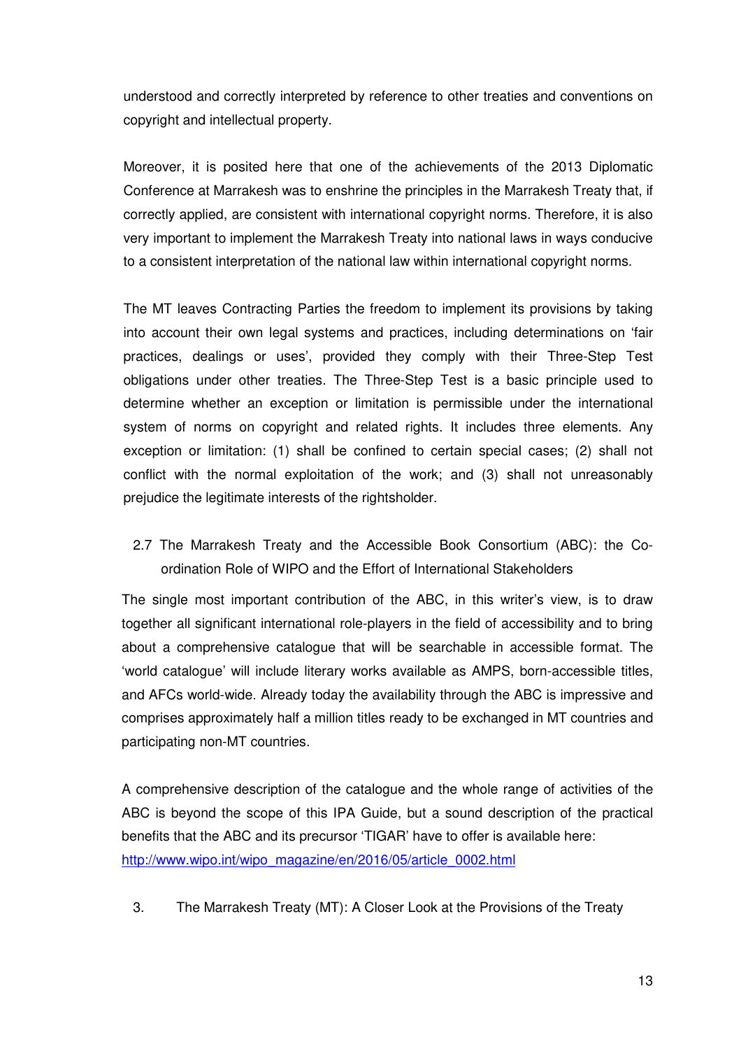understood and correctly interpreted by reference to other treaties and conventions on copyright and intellectual property.

Moreover, it is posited here that one of the achievements of the 2013 Diplomatic Conference at Marrakesh was to enshrine the principles in the Marrakesh Treaty that, if correctly applied, are consistent with international copyright norms. Therefore, it is also very important to implement the Marrakesh Treaty into national laws in ways conducive to a consistent interpretation of the national law within international copyright norms.

The MT leaves Contracting Parties the freedom to implement its provisions by taking into account their own legal systems and practices, including determinations on 'fair practices, dealings or uses', provided they comply with their Three-Step Test obligations under other treaties. The Three-Step Test is a basic principle used to determine whether an exception or limitation is permissible under the international system of norms on copyright and related rights. It includes three elements. Any exception or limitation: (1) shall be confined to certain special cases; (2) shall not conflict with the normal exploitation of the work; and (3) shall not unreasonably prejudice the legitimate interests of the rightsholder.

### 2.7 The Marrakesh Treaty and the Accessible Book Consortium (ABC): the Co-ordination Role of WIPO and the Effort of International Stakeholders

The single most important contribution of the ABC, in this writer's view, is to draw together all significant international role-players in the field of accessibility and to bring about a comprehensive catalogue that will be searchable in accessible format. The 'world catalogue' will include literary works available as AMPS, born-accessible titles, and AFCs world-wide. Already today the availability through the ABC is impressive and comprises approximately half a million titles ready to be exchanged in MT countries and participating non-MT countries.

A comprehensive description of the catalogue and the whole range of activities of the ABC is beyond the scope of this IPA Guide, but a sound description of the practical benefits that the ABC and its precursor 'TIGAR' have to offer is available here: http://www.wipo.int/wipo_magazine/en/2016/05/article_0002.html

## 3. The Marrakesh Treaty (MT): A Closer Look at the Provisions of the Treaty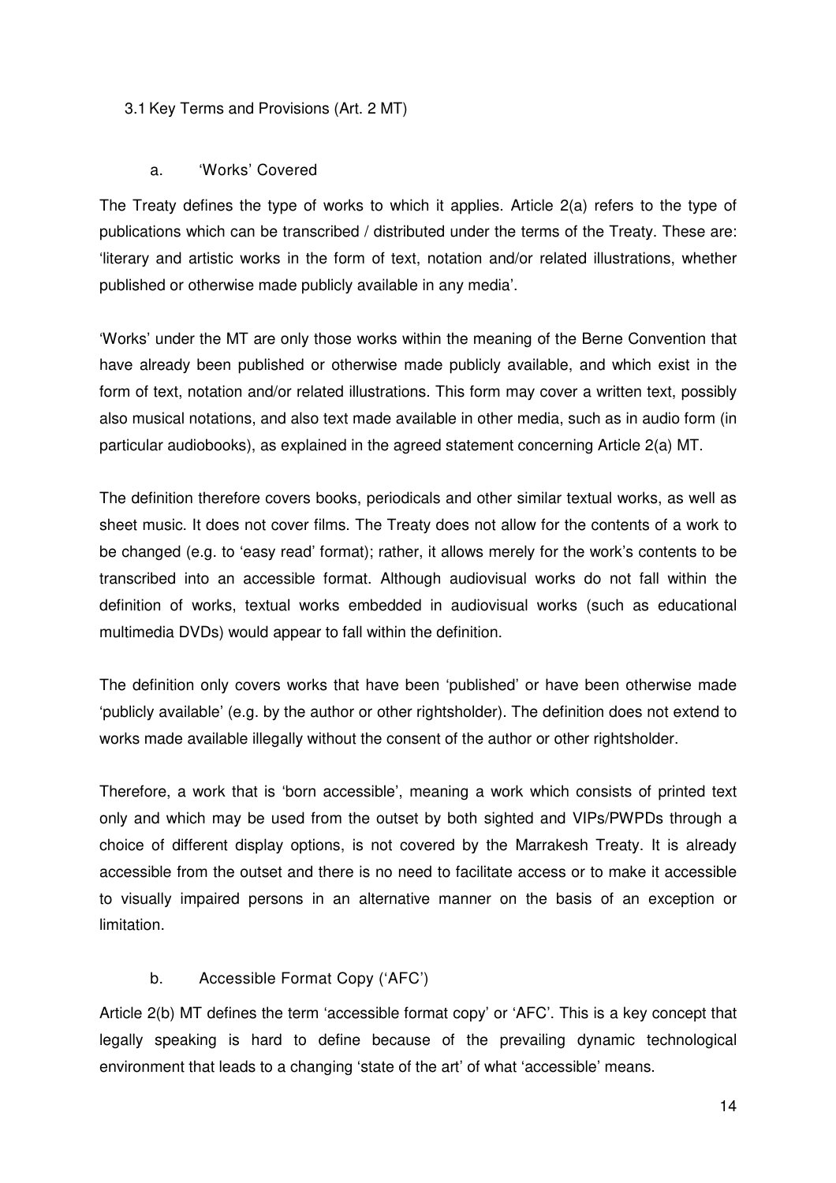### 3.1 Key Terms and Provisions (Art. 2 MT)

#### a. 'Works' Covered

The Treaty defines the type of works to which it applies. Article 2(a) refers to the type of publications which can be transcribed / distributed under the terms of the Treaty. These are: 'literary and artistic works in the form of text, notation and/or related illustrations, whether published or otherwise made publicly available in any media'.

'Works' under the MT are only those works within the meaning of the Berne Convention that have already been published or otherwise made publicly available, and which exist in the form of text, notation and/or related illustrations. This form may cover a written text, possibly also musical notations, and also text made available in other media, such as in audio form (in particular audiobooks), as explained in the agreed statement concerning Article 2(a) MT.

The definition therefore covers books, periodicals and other similar textual works, as well as sheet music. It does not cover films. The Treaty does not allow for the contents of a work to be changed (e.g. to 'easy read' format); rather, it allows merely for the work's contents to be transcribed into an accessible format. Although audiovisual works do not fall within the definition of works, textual works embedded in audiovisual works (such as educational multimedia DVDs) would appear to fall within the definition.

The definition only covers works that have been 'published' or have been otherwise made 'publicly available' (e.g. by the author or other rightsholder). The definition does not extend to works made available illegally without the consent of the author or other rightsholder.

Therefore, a work that is 'born accessible', meaning a work which consists of printed text only and which may be used from the outset by both sighted and VIPs/PWPDs through a choice of different display options, is not covered by the Marrakesh Treaty. It is already accessible from the outset and there is no need to facilitate access or to make it accessible to visually impaired persons in an alternative manner on the basis of an exception or limitation.

#### b. Accessible Format Copy ('AFC')

Article 2(b) MT defines the term 'accessible format copy' or 'AFC'. This is a key concept that legally speaking is hard to define because of the prevailing dynamic technological environment that leads to a changing 'state of the art' of what 'accessible' means.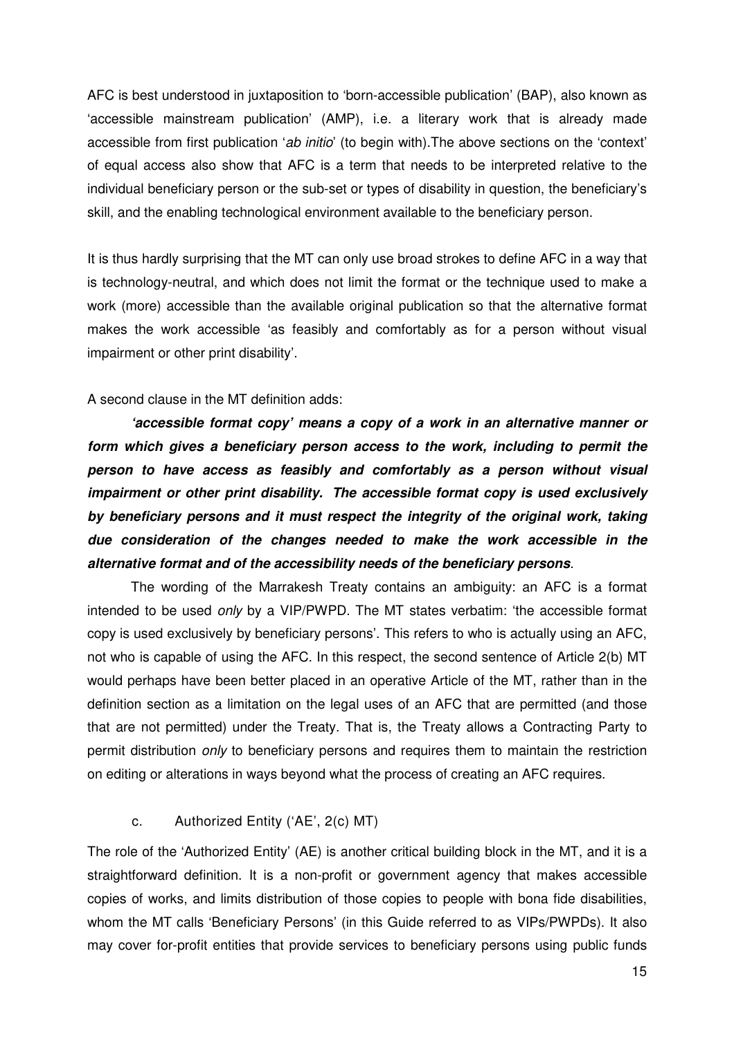AFC is best understood in juxtaposition to 'born-accessible publication' (BAP), also known as 'accessible mainstream publication' (AMP), i.e. a literary work that is already made accessible from first publication '*ab initio*' (to begin with).The above sections on the 'context' of equal access also show that AFC is a term that needs to be interpreted relative to the individual beneficiary person or the sub-set or types of disability in question, the beneficiary's skill, and the enabling technological environment available to the beneficiary person.

It is thus hardly surprising that the MT can only use broad strokes to define AFC in a way that is technology-neutral, and which does not limit the format or the technique used to make a work (more) accessible than the available original publication so that the alternative format makes the work accessible 'as feasibly and comfortably as for a person without visual impairment or other print disability'.

A second clause in the MT definition adds:

> ***'accessible format copy' means a copy of a work in an alternative manner or form which gives a beneficiary person access to the work, including to permit the person to have access as feasibly and comfortably as a person without visual impairment or other print disability. The accessible format copy is used exclusively by beneficiary persons and it must respect the integrity of the original work, taking due consideration of the changes needed to make the work accessible in the alternative format and of the accessibility needs of the beneficiary persons***.

The wording of the Marrakesh Treaty contains an ambiguity: an AFC is a format intended to be used *only* by a VIP/PWPD. The MT states verbatim: 'the accessible format copy is used exclusively by beneficiary persons'. This refers to who is actually using an AFC, not who is capable of using the AFC. In this respect, the second sentence of Article 2(b) MT would perhaps have been better placed in an operative Article of the MT, rather than in the definition section as a limitation on the legal uses of an AFC that are permitted (and those that are not permitted) under the Treaty. That is, the Treaty allows a Contracting Party to permit distribution *only* to beneficiary persons and requires them to maintain the restriction on editing or alterations in ways beyond what the process of creating an AFC requires.

### c. Authorized Entity ('AE', 2(c) MT)

The role of the 'Authorized Entity' (AE) is another critical building block in the MT, and it is a straightforward definition. It is a non-profit or government agency that makes accessible copies of works, and limits distribution of those copies to people with bona fide disabilities, whom the MT calls 'Beneficiary Persons' (in this Guide referred to as VIPs/PWPDs). It also may cover for-profit entities that provide services to beneficiary persons using public funds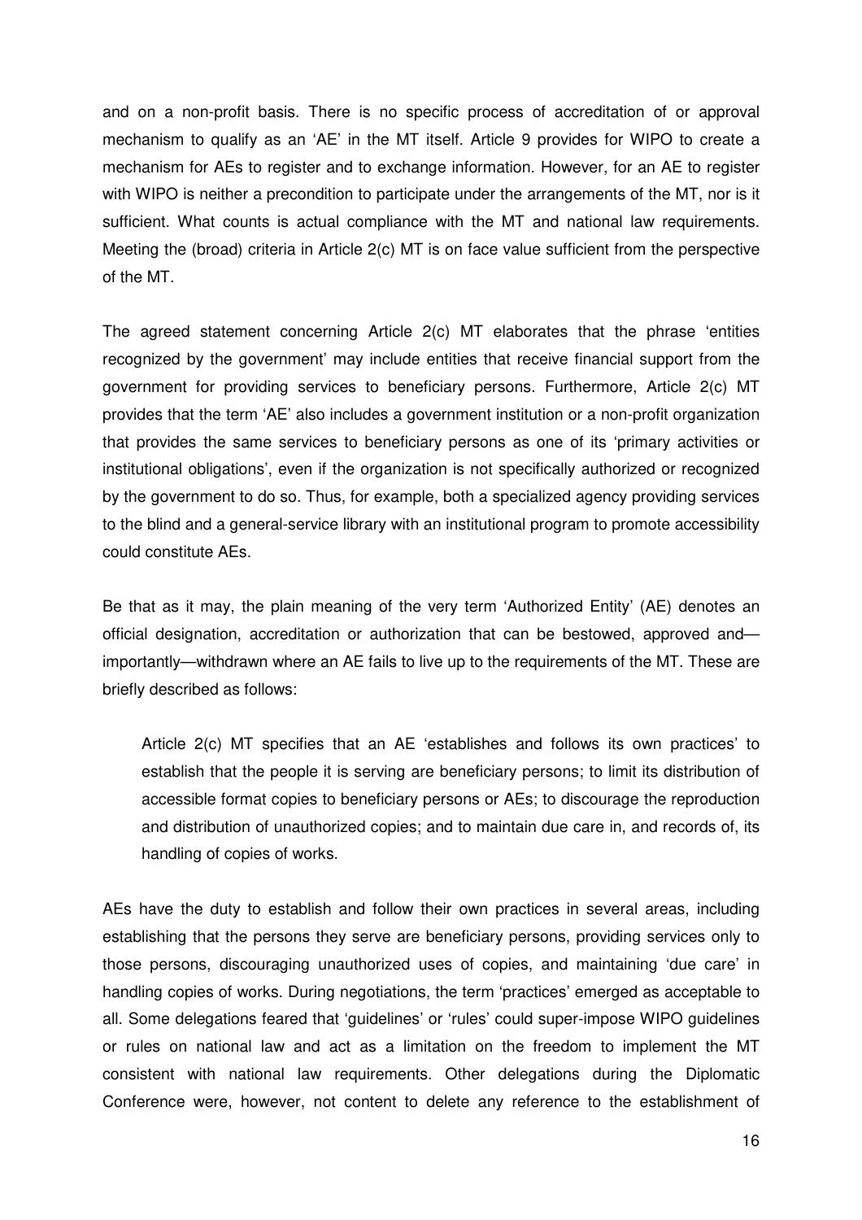and on a non-profit basis. There is no specific process of accreditation of or approval mechanism to qualify as an 'AE' in the MT itself. Article 9 provides for WIPO to create a mechanism for AEs to register and to exchange information. However, for an AE to register with WIPO is neither a precondition to participate under the arrangements of the MT, nor is it sufficient. What counts is actual compliance with the MT and national law requirements. Meeting the (broad) criteria in Article 2(c) MT is on face value sufficient from the perspective of the MT.

The agreed statement concerning Article 2(c) MT elaborates that the phrase 'entities recognized by the government' may include entities that receive financial support from the government for providing services to beneficiary persons. Furthermore, Article 2(c) MT provides that the term 'AE' also includes a government institution or a non-profit organization that provides the same services to beneficiary persons as one of its 'primary activities or institutional obligations', even if the organization is not specifically authorized or recognized by the government to do so. Thus, for example, both a specialized agency providing services to the blind and a general-service library with an institutional program to promote accessibility could constitute AEs.

Be that as it may, the plain meaning of the very term 'Authorized Entity' (AE) denotes an official designation, accreditation or authorization that can be bestowed, approved and—importantly—withdrawn where an AE fails to live up to the requirements of the MT. These are briefly described as follows:

> Article 2(c) MT specifies that an AE 'establishes and follows its own practices' to establish that the people it is serving are beneficiary persons; to limit its distribution of accessible format copies to beneficiary persons or AEs; to discourage the reproduction and distribution of unauthorized copies; and to maintain due care in, and records of, its handling of copies of works.

AEs have the duty to establish and follow their own practices in several areas, including establishing that the persons they serve are beneficiary persons, providing services only to those persons, discouraging unauthorized uses of copies, and maintaining 'due care' in handling copies of works. During negotiations, the term 'practices' emerged as acceptable to all. Some delegations feared that 'guidelines' or 'rules' could super-impose WIPO guidelines or rules on national law and act as a limitation on the freedom to implement the MT consistent with national law requirements. Other delegations during the Diplomatic Conference were, however, not content to delete any reference to the establishment of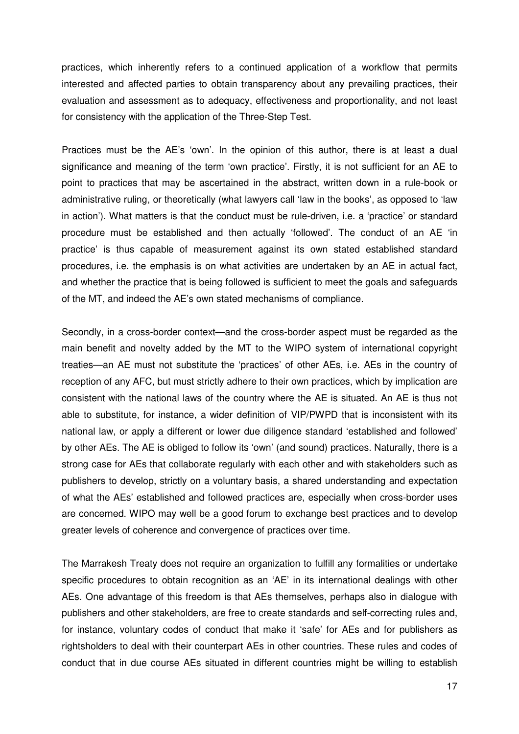practices, which inherently refers to a continued application of a workflow that permits interested and affected parties to obtain transparency about any prevailing practices, their evaluation and assessment as to adequacy, effectiveness and proportionality, and not least for consistency with the application of the Three-Step Test.

Practices must be the AE's 'own'. In the opinion of this author, there is at least a dual significance and meaning of the term 'own practice'. Firstly, it is not sufficient for an AE to point to practices that may be ascertained in the abstract, written down in a rule-book or administrative ruling, or theoretically (what lawyers call 'law in the books', as opposed to 'law in action'). What matters is that the conduct must be rule-driven, i.e. a 'practice' or standard procedure must be established and then actually 'followed'. The conduct of an AE 'in practice' is thus capable of measurement against its own stated established standard procedures, i.e. the emphasis is on what activities are undertaken by an AE in actual fact, and whether the practice that is being followed is sufficient to meet the goals and safeguards of the MT, and indeed the AE's own stated mechanisms of compliance.

Secondly, in a cross-border context—and the cross-border aspect must be regarded as the main benefit and novelty added by the MT to the WIPO system of international copyright treaties—an AE must not substitute the 'practices' of other AEs, i.e. AEs in the country of reception of any AFC, but must strictly adhere to their own practices, which by implication are consistent with the national laws of the country where the AE is situated. An AE is thus not able to substitute, for instance, a wider definition of VIP/PWPD that is inconsistent with its national law, or apply a different or lower due diligence standard 'established and followed' by other AEs. The AE is obliged to follow its 'own' (and sound) practices. Naturally, there is a strong case for AEs that collaborate regularly with each other and with stakeholders such as publishers to develop, strictly on a voluntary basis, a shared understanding and expectation of what the AEs' established and followed practices are, especially when cross-border uses are concerned. WIPO may well be a good forum to exchange best practices and to develop greater levels of coherence and convergence of practices over time.

The Marrakesh Treaty does not require an organization to fulfill any formalities or undertake specific procedures to obtain recognition as an 'AE' in its international dealings with other AEs. One advantage of this freedom is that AEs themselves, perhaps also in dialogue with publishers and other stakeholders, are free to create standards and self-correcting rules and, for instance, voluntary codes of conduct that make it 'safe' for AEs and for publishers as rightsholders to deal with their counterpart AEs in other countries. These rules and codes of conduct that in due course AEs situated in different countries might be willing to establish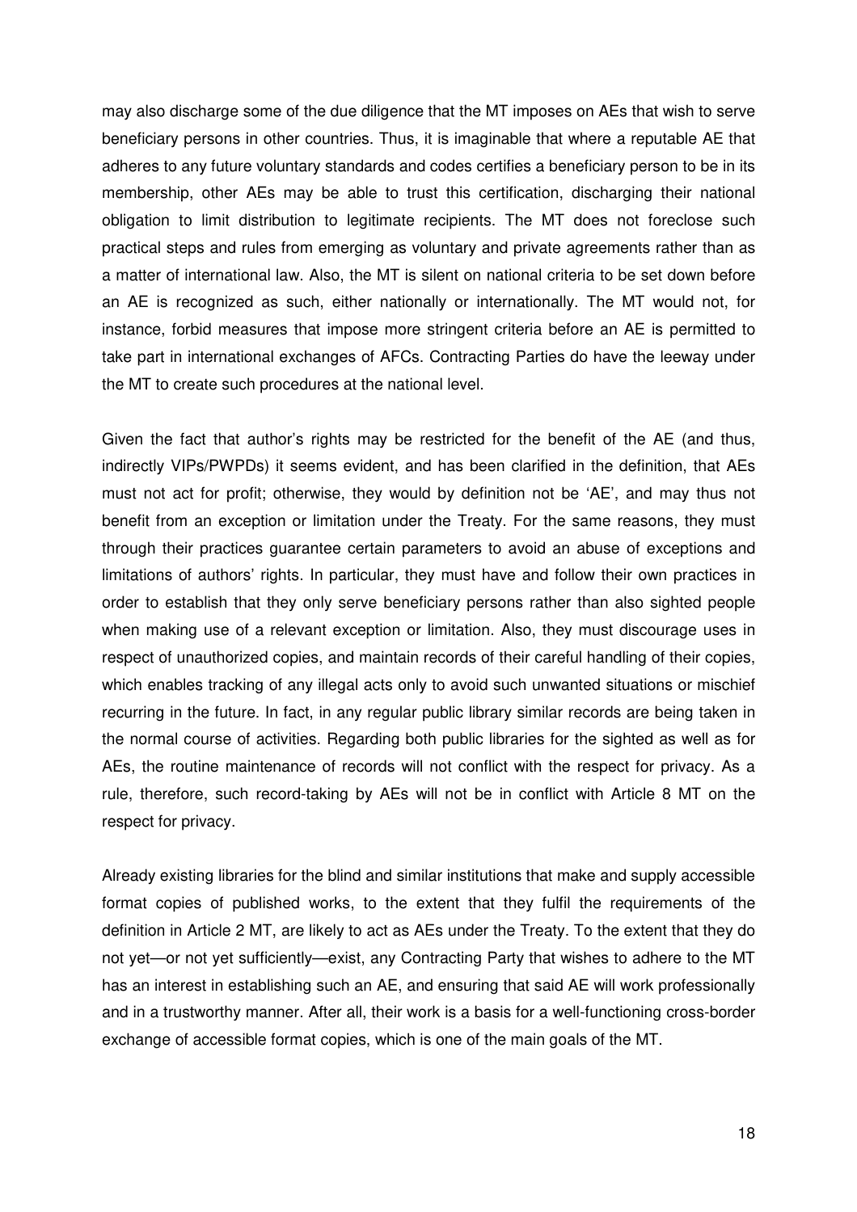may also discharge some of the due diligence that the MT imposes on AEs that wish to serve beneficiary persons in other countries. Thus, it is imaginable that where a reputable AE that adheres to any future voluntary standards and codes certifies a beneficiary person to be in its membership, other AEs may be able to trust this certification, discharging their national obligation to limit distribution to legitimate recipients. The MT does not foreclose such practical steps and rules from emerging as voluntary and private agreements rather than as a matter of international law. Also, the MT is silent on national criteria to be set down before an AE is recognized as such, either nationally or internationally. The MT would not, for instance, forbid measures that impose more stringent criteria before an AE is permitted to take part in international exchanges of AFCs. Contracting Parties do have the leeway under the MT to create such procedures at the national level.

Given the fact that author's rights may be restricted for the benefit of the AE (and thus, indirectly VIPs/PWPDs) it seems evident, and has been clarified in the definition, that AEs must not act for profit; otherwise, they would by definition not be 'AE', and may thus not benefit from an exception or limitation under the Treaty. For the same reasons, they must through their practices guarantee certain parameters to avoid an abuse of exceptions and limitations of authors' rights. In particular, they must have and follow their own practices in order to establish that they only serve beneficiary persons rather than also sighted people when making use of a relevant exception or limitation. Also, they must discourage uses in respect of unauthorized copies, and maintain records of their careful handling of their copies, which enables tracking of any illegal acts only to avoid such unwanted situations or mischief recurring in the future. In fact, in any regular public library similar records are being taken in the normal course of activities. Regarding both public libraries for the sighted as well as for AEs, the routine maintenance of records will not conflict with the respect for privacy. As a rule, therefore, such record-taking by AEs will not be in conflict with Article 8 MT on the respect for privacy.

Already existing libraries for the blind and similar institutions that make and supply accessible format copies of published works, to the extent that they fulfil the requirements of the definition in Article 2 MT, are likely to act as AEs under the Treaty. To the extent that they do not yet—or not yet sufficiently—exist, any Contracting Party that wishes to adhere to the MT has an interest in establishing such an AE, and ensuring that said AE will work professionally and in a trustworthy manner. After all, their work is a basis for a well-functioning cross-border exchange of accessible format copies, which is one of the main goals of the MT.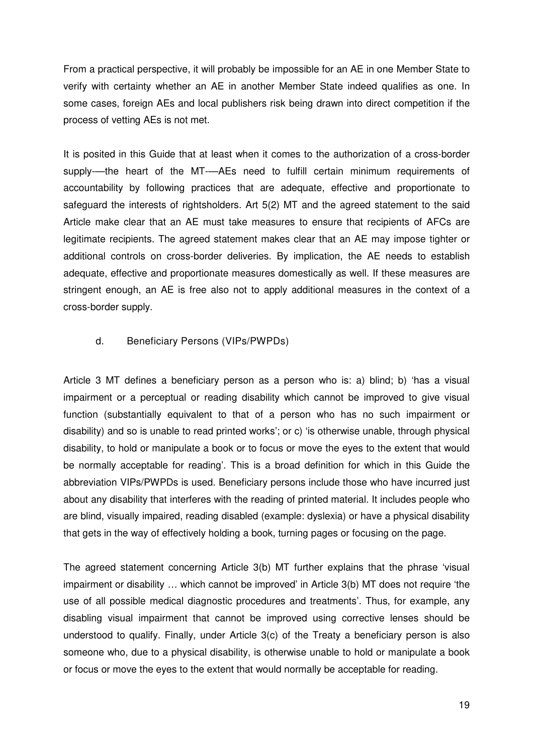From a practical perspective, it will probably be impossible for an AE in one Member State to verify with certainty whether an AE in another Member State indeed qualifies as one. In some cases, foreign AEs and local publishers risk being drawn into direct competition if the process of vetting AEs is not met.

It is posited in this Guide that at least when it comes to the authorization of a cross-border supply-—the heart of the MT-—AEs need to fulfill certain minimum requirements of accountability by following practices that are adequate, effective and proportionate to safeguard the interests of rightsholders. Art 5(2) MT and the agreed statement to the said Article make clear that an AE must take measures to ensure that recipients of AFCs are legitimate recipients. The agreed statement makes clear that an AE may impose tighter or additional controls on cross-border deliveries. By implication, the AE needs to establish adequate, effective and proportionate measures domestically as well. If these measures are stringent enough, an AE is free also not to apply additional measures in the context of a cross-border supply.

### d. Beneficiary Persons (VIPs/PWPDs)

Article 3 MT defines a beneficiary person as a person who is: a) blind; b) 'has a visual impairment or a perceptual or reading disability which cannot be improved to give visual function (substantially equivalent to that of a person who has no such impairment or disability) and so is unable to read printed works'; or c) 'is otherwise unable, through physical disability, to hold or manipulate a book or to focus or move the eyes to the extent that would be normally acceptable for reading'. This is a broad definition for which in this Guide the abbreviation VIPs/PWPDs is used. Beneficiary persons include those who have incurred just about any disability that interferes with the reading of printed material. It includes people who are blind, visually impaired, reading disabled (example: dyslexia) or have a physical disability that gets in the way of effectively holding a book, turning pages or focusing on the page.

The agreed statement concerning Article 3(b) MT further explains that the phrase 'visual impairment or disability … which cannot be improved' in Article 3(b) MT does not require 'the use of all possible medical diagnostic procedures and treatments'. Thus, for example, any disabling visual impairment that cannot be improved using corrective lenses should be understood to qualify. Finally, under Article 3(c) of the Treaty a beneficiary person is also someone who, due to a physical disability, is otherwise unable to hold or manipulate a book or focus or move the eyes to the extent that would normally be acceptable for reading.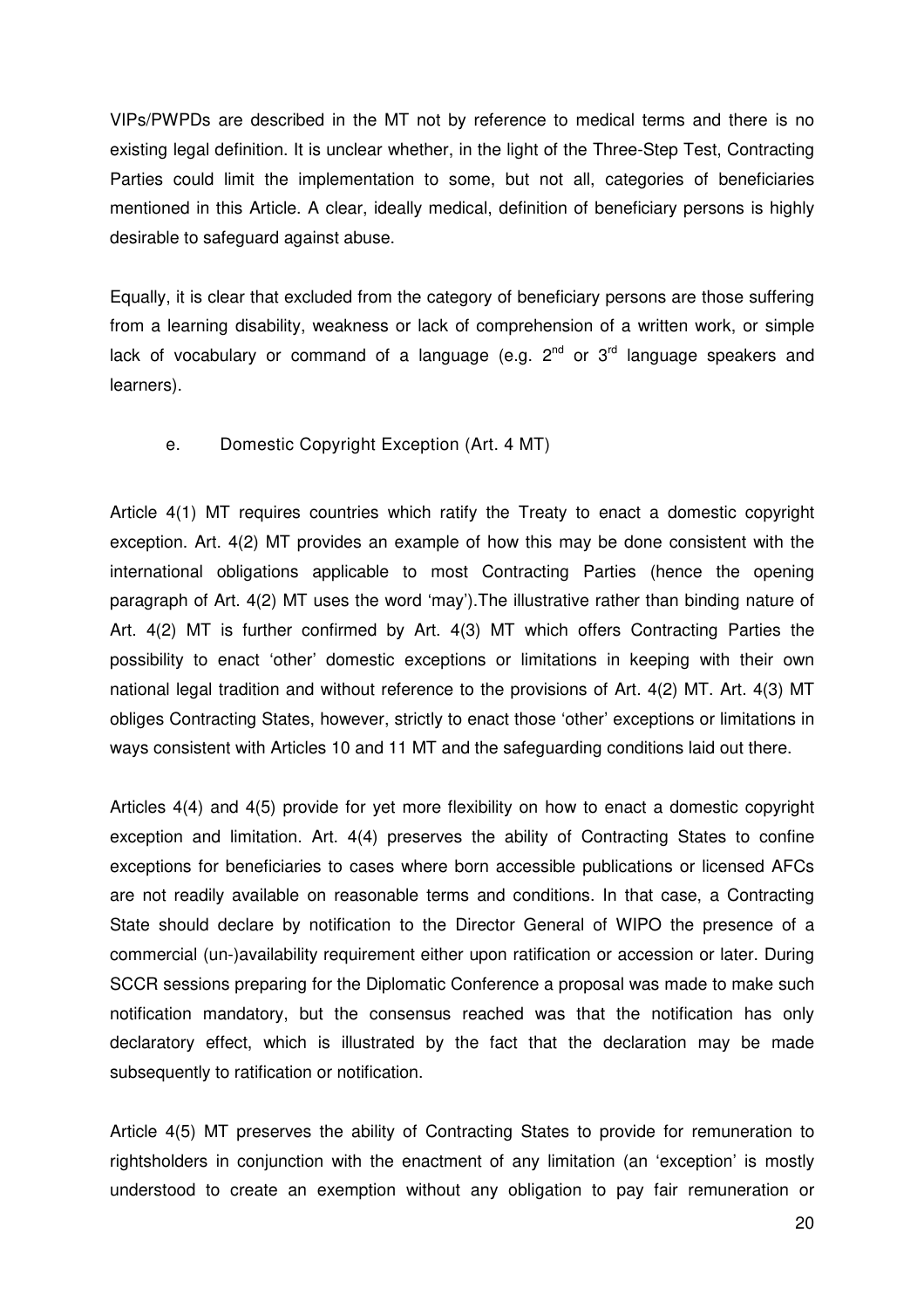VIPs/PWPDs are described in the MT not by reference to medical terms and there is no existing legal definition. It is unclear whether, in the light of the Three-Step Test, Contracting Parties could limit the implementation to some, but not all, categories of beneficiaries mentioned in this Article. A clear, ideally medical, definition of beneficiary persons is highly desirable to safeguard against abuse.

Equally, it is clear that excluded from the category of beneficiary persons are those suffering from a learning disability, weakness or lack of comprehension of a written work, or simple lack of vocabulary or command of a language (e.g. 2[nd] or 3[rd] language speakers and learners).

### e. Domestic Copyright Exception (Art. 4 MT)

Article 4(1) MT requires countries which ratify the Treaty to enact a domestic copyright exception. Art. 4(2) MT provides an example of how this may be done consistent with the international obligations applicable to most Contracting Parties (hence the opening paragraph of Art. 4(2) MT uses the word 'may').The illustrative rather than binding nature of Art. 4(2) MT is further confirmed by Art. 4(3) MT which offers Contracting Parties the possibility to enact 'other' domestic exceptions or limitations in keeping with their own national legal tradition and without reference to the provisions of Art. 4(2) MT. Art. 4(3) MT obliges Contracting States, however, strictly to enact those 'other' exceptions or limitations in ways consistent with Articles 10 and 11 MT and the safeguarding conditions laid out there.

Articles 4(4) and 4(5) provide for yet more flexibility on how to enact a domestic copyright exception and limitation. Art. 4(4) preserves the ability of Contracting States to confine exceptions for beneficiaries to cases where born accessible publications or licensed AFCs are not readily available on reasonable terms and conditions. In that case, a Contracting State should declare by notification to the Director General of WIPO the presence of a commercial (un-)availability requirement either upon ratification or accession or later. During SCCR sessions preparing for the Diplomatic Conference a proposal was made to make such notification mandatory, but the consensus reached was that the notification has only declaratory effect, which is illustrated by the fact that the declaration may be made subsequently to ratification or notification.

Article 4(5) MT preserves the ability of Contracting States to provide for remuneration to rightsholders in conjunction with the enactment of any limitation (an 'exception' is mostly understood to create an exemption without any obligation to pay fair remuneration or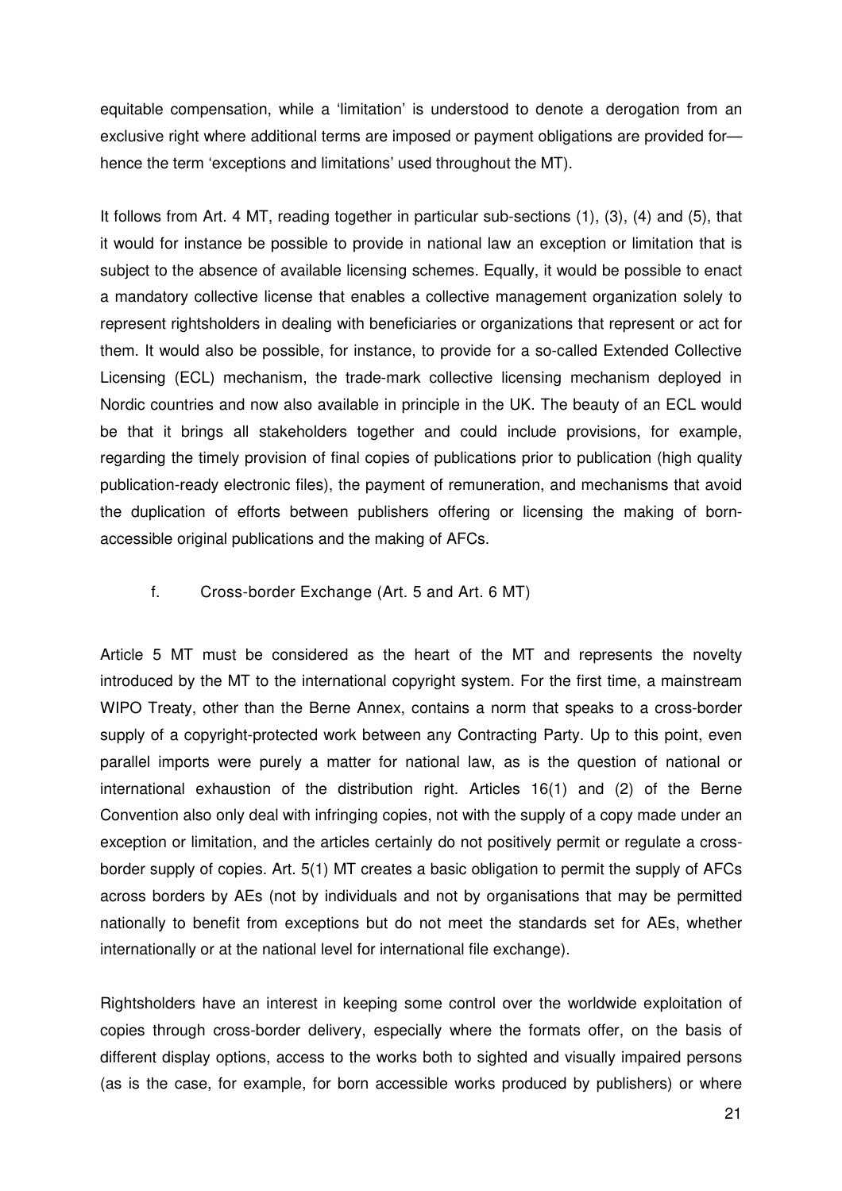equitable compensation, while a 'limitation' is understood to denote a derogation from an exclusive right where additional terms are imposed or payment obligations are provided for—hence the term 'exceptions and limitations' used throughout the MT).

It follows from Art. 4 MT, reading together in particular sub-sections (1), (3), (4) and (5), that it would for instance be possible to provide in national law an exception or limitation that is subject to the absence of available licensing schemes. Equally, it would be possible to enact a mandatory collective license that enables a collective management organization solely to represent rightsholders in dealing with beneficiaries or organizations that represent or act for them. It would also be possible, for instance, to provide for a so-called Extended Collective Licensing (ECL) mechanism, the trade-mark collective licensing mechanism deployed in Nordic countries and now also available in principle in the UK. The beauty of an ECL would be that it brings all stakeholders together and could include provisions, for example, regarding the timely provision of final copies of publications prior to publication (high quality publication-ready electronic files), the payment of remuneration, and mechanisms that avoid the duplication of efforts between publishers offering or licensing the making of born-accessible original publications and the making of AFCs.

### f. Cross-border Exchange (Art. 5 and Art. 6 MT)

Article 5 MT must be considered as the heart of the MT and represents the novelty introduced by the MT to the international copyright system. For the first time, a mainstream WIPO Treaty, other than the Berne Annex, contains a norm that speaks to a cross-border supply of a copyright-protected work between any Contracting Party. Up to this point, even parallel imports were purely a matter for national law, as is the question of national or international exhaustion of the distribution right. Articles 16(1) and (2) of the Berne Convention also only deal with infringing copies, not with the supply of a copy made under an exception or limitation, and the articles certainly do not positively permit or regulate a cross-border supply of copies. Art. 5(1) MT creates a basic obligation to permit the supply of AFCs across borders by AEs (not by individuals and not by organisations that may be permitted nationally to benefit from exceptions but do not meet the standards set for AEs, whether internationally or at the national level for international file exchange).

Rightsholders have an interest in keeping some control over the worldwide exploitation of copies through cross-border delivery, especially where the formats offer, on the basis of different display options, access to the works both to sighted and visually impaired persons (as is the case, for example, for born accessible works produced by publishers) or where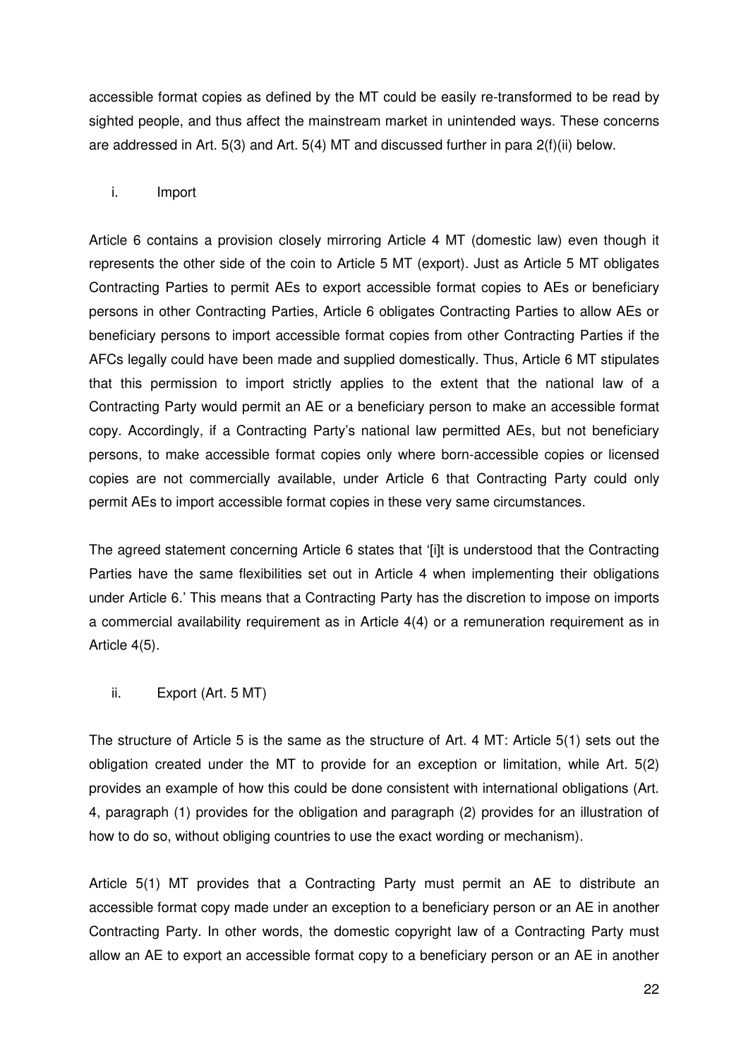accessible format copies as defined by the MT could be easily re-transformed to be read by sighted people, and thus affect the mainstream market in unintended ways. These concerns are addressed in Art. 5(3) and Art. 5(4) MT and discussed further in para 2(f)(ii) below.

i. Import

Article 6 contains a provision closely mirroring Article 4 MT (domestic law) even though it represents the other side of the coin to Article 5 MT (export). Just as Article 5 MT obligates Contracting Parties to permit AEs to export accessible format copies to AEs or beneficiary persons in other Contracting Parties, Article 6 obligates Contracting Parties to allow AEs or beneficiary persons to import accessible format copies from other Contracting Parties if the AFCs legally could have been made and supplied domestically. Thus, Article 6 MT stipulates that this permission to import strictly applies to the extent that the national law of a Contracting Party would permit an AE or a beneficiary person to make an accessible format copy. Accordingly, if a Contracting Party's national law permitted AEs, but not beneficiary persons, to make accessible format copies only where born-accessible copies or licensed copies are not commercially available, under Article 6 that Contracting Party could only permit AEs to import accessible format copies in these very same circumstances.

The agreed statement concerning Article 6 states that '[i]t is understood that the Contracting Parties have the same flexibilities set out in Article 4 when implementing their obligations under Article 6.' This means that a Contracting Party has the discretion to impose on imports a commercial availability requirement as in Article 4(4) or a remuneration requirement as in Article 4(5).

ii. Export (Art. 5 MT)

The structure of Article 5 is the same as the structure of Art. 4 MT: Article 5(1) sets out the obligation created under the MT to provide for an exception or limitation, while Art. 5(2) provides an example of how this could be done consistent with international obligations (Art. 4, paragraph (1) provides for the obligation and paragraph (2) provides for an illustration of how to do so, without obliging countries to use the exact wording or mechanism).

Article 5(1) MT provides that a Contracting Party must permit an AE to distribute an accessible format copy made under an exception to a beneficiary person or an AE in another Contracting Party. In other words, the domestic copyright law of a Contracting Party must allow an AE to export an accessible format copy to a beneficiary person or an AE in another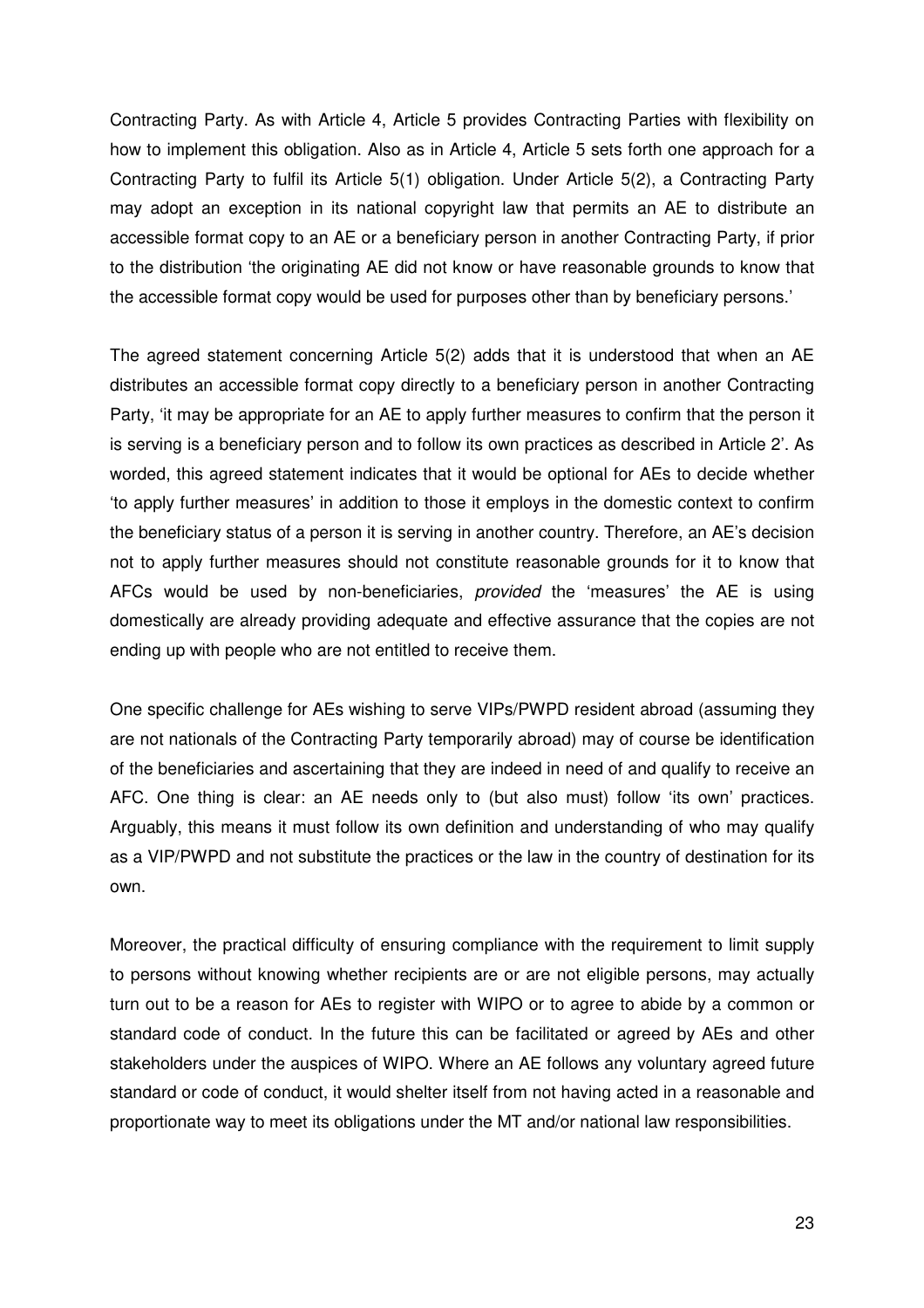Contracting Party. As with Article 4, Article 5 provides Contracting Parties with flexibility on how to implement this obligation. Also as in Article 4, Article 5 sets forth one approach for a Contracting Party to fulfil its Article 5(1) obligation. Under Article 5(2), a Contracting Party may adopt an exception in its national copyright law that permits an AE to distribute an accessible format copy to an AE or a beneficiary person in another Contracting Party, if prior to the distribution 'the originating AE did not know or have reasonable grounds to know that the accessible format copy would be used for purposes other than by beneficiary persons.'

The agreed statement concerning Article 5(2) adds that it is understood that when an AE distributes an accessible format copy directly to a beneficiary person in another Contracting Party, 'it may be appropriate for an AE to apply further measures to confirm that the person it is serving is a beneficiary person and to follow its own practices as described in Article 2'. As worded, this agreed statement indicates that it would be optional for AEs to decide whether 'to apply further measures' in addition to those it employs in the domestic context to confirm the beneficiary status of a person it is serving in another country. Therefore, an AE's decision not to apply further measures should not constitute reasonable grounds for it to know that AFCs would be used by non-beneficiaries, *provided* the 'measures' the AE is using domestically are already providing adequate and effective assurance that the copies are not ending up with people who are not entitled to receive them.

One specific challenge for AEs wishing to serve VIPs/PWPD resident abroad (assuming they are not nationals of the Contracting Party temporarily abroad) may of course be identification of the beneficiaries and ascertaining that they are indeed in need of and qualify to receive an AFC. One thing is clear: an AE needs only to (but also must) follow 'its own' practices. Arguably, this means it must follow its own definition and understanding of who may qualify as a VIP/PWPD and not substitute the practices or the law in the country of destination for its own.

Moreover, the practical difficulty of ensuring compliance with the requirement to limit supply to persons without knowing whether recipients are or are not eligible persons, may actually turn out to be a reason for AEs to register with WIPO or to agree to abide by a common or standard code of conduct. In the future this can be facilitated or agreed by AEs and other stakeholders under the auspices of WIPO. Where an AE follows any voluntary agreed future standard or code of conduct, it would shelter itself from not having acted in a reasonable and proportionate way to meet its obligations under the MT and/or national law responsibilities.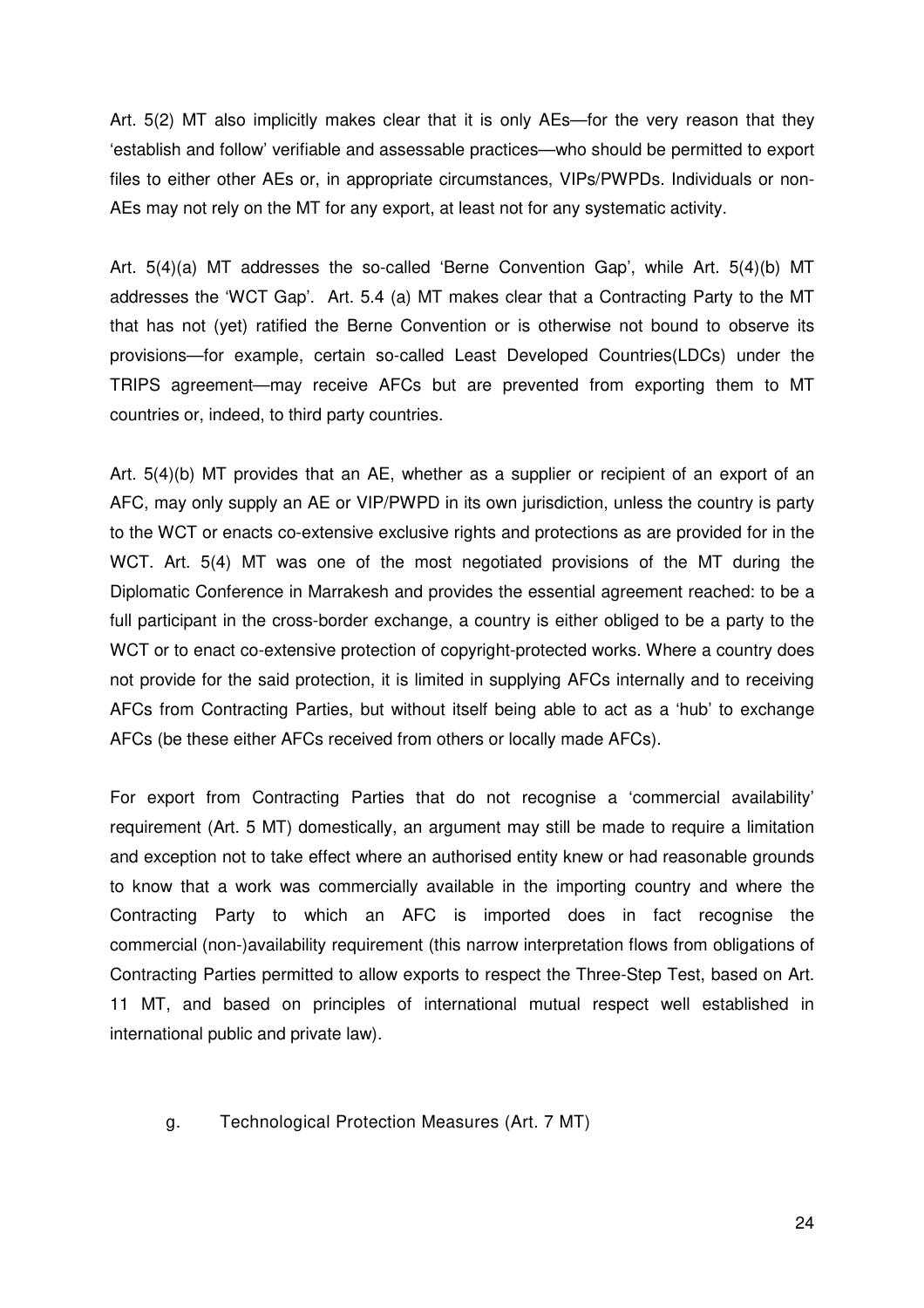Art. 5(2) MT also implicitly makes clear that it is only AEs—for the very reason that they 'establish and follow' verifiable and assessable practices—who should be permitted to export files to either other AEs or, in appropriate circumstances, VIPs/PWPDs. Individuals or non-AEs may not rely on the MT for any export, at least not for any systematic activity.

Art. 5(4)(a) MT addresses the so-called 'Berne Convention Gap', while Art. 5(4)(b) MT addresses the 'WCT Gap'. Art. 5.4 (a) MT makes clear that a Contracting Party to the MT that has not (yet) ratified the Berne Convention or is otherwise not bound to observe its provisions—for example, certain so-called Least Developed Countries(LDCs) under the TRIPS agreement—may receive AFCs but are prevented from exporting them to MT countries or, indeed, to third party countries.

Art. 5(4)(b) MT provides that an AE, whether as a supplier or recipient of an export of an AFC, may only supply an AE or VIP/PWPD in its own jurisdiction, unless the country is party to the WCT or enacts co-extensive exclusive rights and protections as are provided for in the WCT. Art. 5(4) MT was one of the most negotiated provisions of the MT during the Diplomatic Conference in Marrakesh and provides the essential agreement reached: to be a full participant in the cross-border exchange, a country is either obliged to be a party to the WCT or to enact co-extensive protection of copyright-protected works. Where a country does not provide for the said protection, it is limited in supplying AFCs internally and to receiving AFCs from Contracting Parties, but without itself being able to act as a 'hub' to exchange AFCs (be these either AFCs received from others or locally made AFCs).

For export from Contracting Parties that do not recognise a 'commercial availability' requirement (Art. 5 MT) domestically, an argument may still be made to require a limitation and exception not to take effect where an authorised entity knew or had reasonable grounds to know that a work was commercially available in the importing country and where the Contracting Party to which an AFC is imported does in fact recognise the commercial (non-)availability requirement (this narrow interpretation flows from obligations of Contracting Parties permitted to allow exports to respect the Three-Step Test, based on Art. 11 MT, and based on principles of international mutual respect well established in international public and private law).

### g. Technological Protection Measures (Art. 7 MT)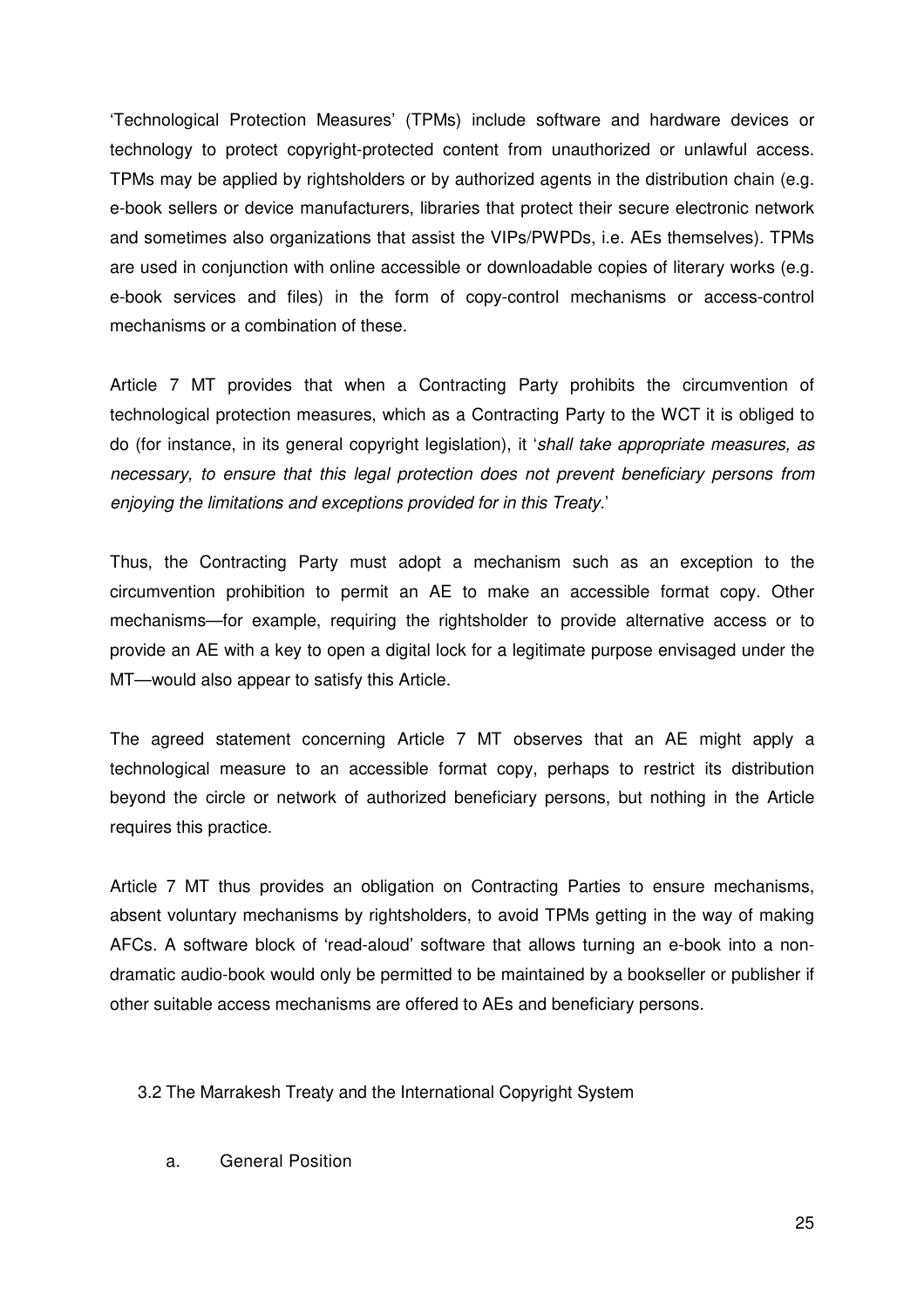'Technological Protection Measures' (TPMs) include software and hardware devices or technology to protect copyright-protected content from unauthorized or unlawful access. TPMs may be applied by rightsholders or by authorized agents in the distribution chain (e.g. e-book sellers or device manufacturers, libraries that protect their secure electronic network and sometimes also organizations that assist the VIPs/PWPDs, i.e. AEs themselves). TPMs are used in conjunction with online accessible or downloadable copies of literary works (e.g. e-book services and files) in the form of copy-control mechanisms or access-control mechanisms or a combination of these.

Article 7 MT provides that when a Contracting Party prohibits the circumvention of technological protection measures, which as a Contracting Party to the WCT it is obliged to do (for instance, in its general copyright legislation), it '*shall take appropriate measures, as necessary, to ensure that this legal protection does not prevent beneficiary persons from enjoying the limitations and exceptions provided for in this Treaty*.'

Thus, the Contracting Party must adopt a mechanism such as an exception to the circumvention prohibition to permit an AE to make an accessible format copy. Other mechanisms—for example, requiring the rightsholder to provide alternative access or to provide an AE with a key to open a digital lock for a legitimate purpose envisaged under the MT—would also appear to satisfy this Article.

The agreed statement concerning Article 7 MT observes that an AE might apply a technological measure to an accessible format copy, perhaps to restrict its distribution beyond the circle or network of authorized beneficiary persons, but nothing in the Article requires this practice.

Article 7 MT thus provides an obligation on Contracting Parties to ensure mechanisms, absent voluntary mechanisms by rightsholders, to avoid TPMs getting in the way of making AFCs. A software block of 'read-aloud' software that allows turning an e-book into a non-dramatic audio-book would only be permitted to be maintained by a bookseller or publisher if other suitable access mechanisms are offered to AEs and beneficiary persons.

## 3.2 The Marrakesh Treaty and the International Copyright System

### a. General Position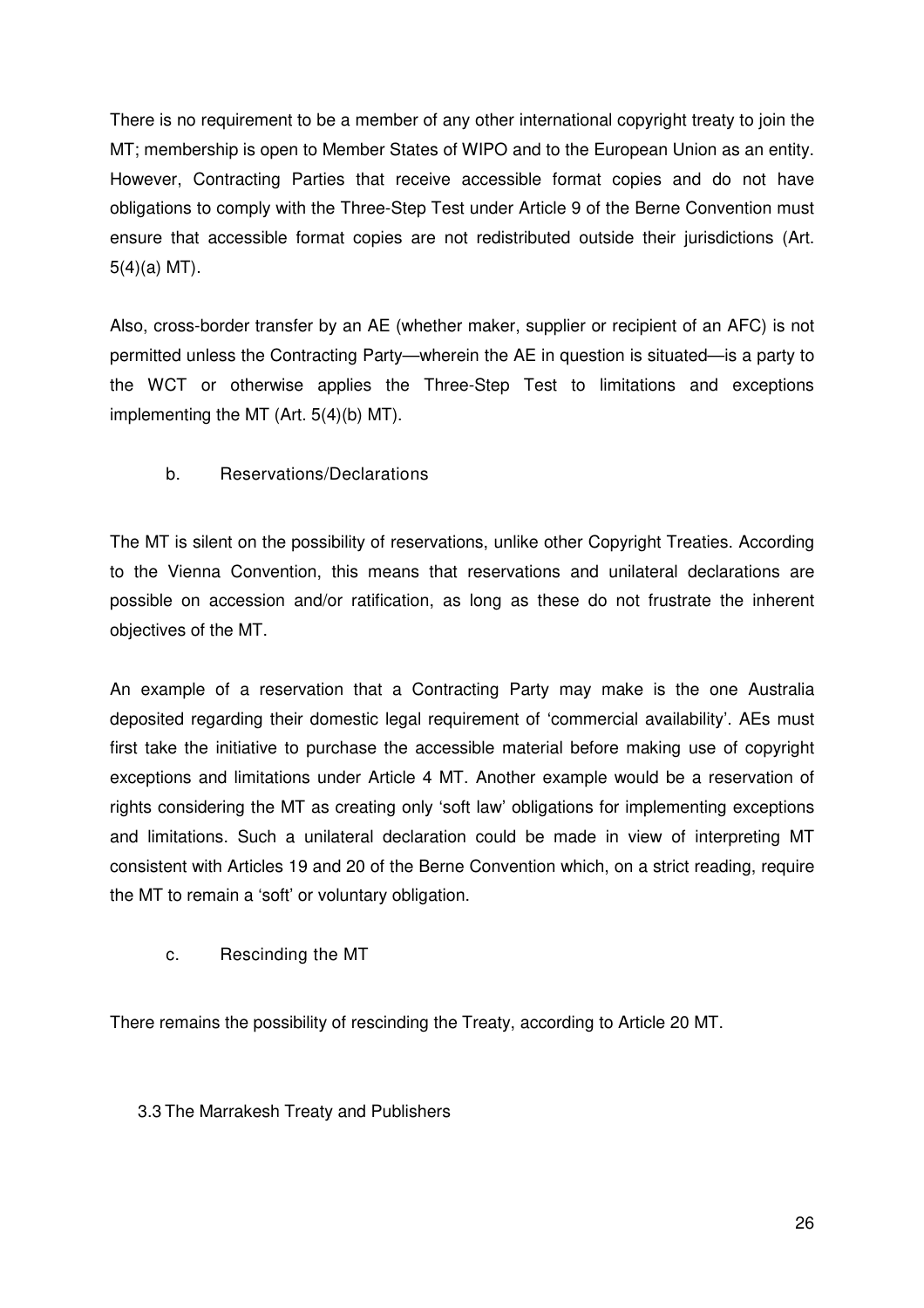There is no requirement to be a member of any other international copyright treaty to join the MT; membership is open to Member States of WIPO and to the European Union as an entity. However, Contracting Parties that receive accessible format copies and do not have obligations to comply with the Three-Step Test under Article 9 of the Berne Convention must ensure that accessible format copies are not redistributed outside their jurisdictions (Art. 5(4)(a) MT).

Also, cross-border transfer by an AE (whether maker, supplier or recipient of an AFC) is not permitted unless the Contracting Party—wherein the AE in question is situated—is a party to the WCT or otherwise applies the Three-Step Test to limitations and exceptions implementing the MT (Art. 5(4)(b) MT).

#### b. Reservations/Declarations

The MT is silent on the possibility of reservations, unlike other Copyright Treaties. According to the Vienna Convention, this means that reservations and unilateral declarations are possible on accession and/or ratification, as long as these do not frustrate the inherent objectives of the MT.

An example of a reservation that a Contracting Party may make is the one Australia deposited regarding their domestic legal requirement of 'commercial availability'. AEs must first take the initiative to purchase the accessible material before making use of copyright exceptions and limitations under Article 4 MT. Another example would be a reservation of rights considering the MT as creating only 'soft law' obligations for implementing exceptions and limitations. Such a unilateral declaration could be made in view of interpreting MT consistent with Articles 19 and 20 of the Berne Convention which, on a strict reading, require the MT to remain a 'soft' or voluntary obligation.

#### c. Rescinding the MT

There remains the possibility of rescinding the Treaty, according to Article 20 MT.

### 3.3 The Marrakesh Treaty and Publishers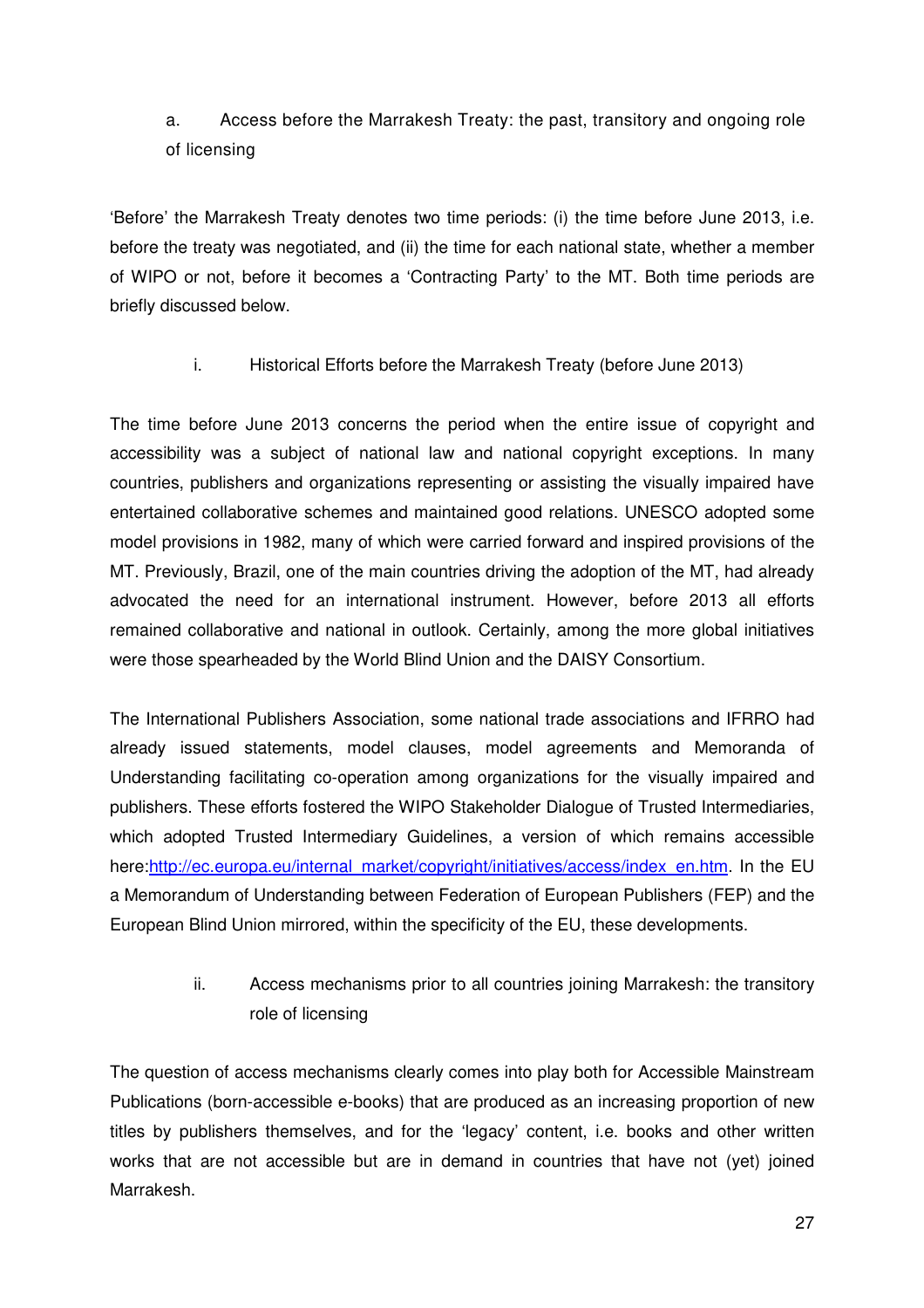### a. Access before the Marrakesh Treaty: the past, transitory and ongoing role of licensing

'Before' the Marrakesh Treaty denotes two time periods: (i) the time before June 2013, i.e. before the treaty was negotiated, and (ii) the time for each national state, whether a member of WIPO or not, before it becomes a 'Contracting Party' to the MT. Both time periods are briefly discussed below.

#### i. Historical Efforts before the Marrakesh Treaty (before June 2013)

The time before June 2013 concerns the period when the entire issue of copyright and accessibility was a subject of national law and national copyright exceptions. In many countries, publishers and organizations representing or assisting the visually impaired have entertained collaborative schemes and maintained good relations. UNESCO adopted some model provisions in 1982, many of which were carried forward and inspired provisions of the MT. Previously, Brazil, one of the main countries driving the adoption of the MT, had already advocated the need for an international instrument. However, before 2013 all efforts remained collaborative and national in outlook. Certainly, among the more global initiatives were those spearheaded by the World Blind Union and the DAISY Consortium.

The International Publishers Association, some national trade associations and IFRRO had already issued statements, model clauses, model agreements and Memoranda of Understanding facilitating co-operation among organizations for the visually impaired and publishers. These efforts fostered the WIPO Stakeholder Dialogue of Trusted Intermediaries, which adopted Trusted Intermediary Guidelines, a version of which remains accessible here:[http://ec.europa.eu/internal_market/copyright/initiatives/access/index_en.htm](http://ec.europa.eu/internal_market/copyright/initiatives/access/index_en.htm). In the EU a Memorandum of Understanding between Federation of European Publishers (FEP) and the European Blind Union mirrored, within the specificity of the EU, these developments.

#### ii. Access mechanisms prior to all countries joining Marrakesh: the transitory role of licensing

The question of access mechanisms clearly comes into play both for Accessible Mainstream Publications (born-accessible e-books) that are produced as an increasing proportion of new titles by publishers themselves, and for the 'legacy' content, i.e. books and other written works that are not accessible but are in demand in countries that have not (yet) joined Marrakesh.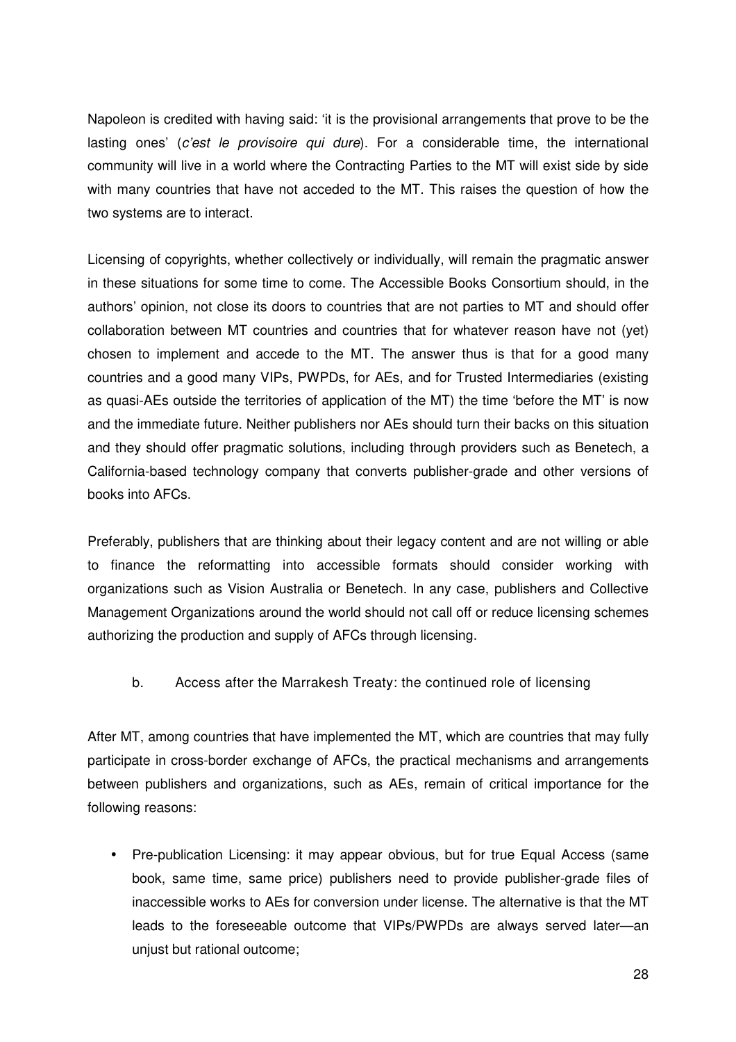Napoleon is credited with having said: 'it is the provisional arrangements that prove to be the lasting ones' (*c'est le provisoire qui dure*). For a considerable time, the international community will live in a world where the Contracting Parties to the MT will exist side by side with many countries that have not acceded to the MT. This raises the question of how the two systems are to interact.

Licensing of copyrights, whether collectively or individually, will remain the pragmatic answer in these situations for some time to come. The Accessible Books Consortium should, in the authors' opinion, not close its doors to countries that are not parties to MT and should offer collaboration between MT countries and countries that for whatever reason have not (yet) chosen to implement and accede to the MT. The answer thus is that for a good many countries and a good many VIPs, PWPDs, for AEs, and for Trusted Intermediaries (existing as quasi-AEs outside the territories of application of the MT) the time 'before the MT' is now and the immediate future. Neither publishers nor AEs should turn their backs on this situation and they should offer pragmatic solutions, including through providers such as Benetech, a California-based technology company that converts publisher-grade and other versions of books into AFCs.

Preferably, publishers that are thinking about their legacy content and are not willing or able to finance the reformatting into accessible formats should consider working with organizations such as Vision Australia or Benetech. In any case, publishers and Collective Management Organizations around the world should not call off or reduce licensing schemes authorizing the production and supply of AFCs through licensing.

### b. Access after the Marrakesh Treaty: the continued role of licensing

After MT, among countries that have implemented the MT, which are countries that may fully participate in cross-border exchange of AFCs, the practical mechanisms and arrangements between publishers and organizations, such as AEs, remain of critical importance for the following reasons:

- Pre-publication Licensing: it may appear obvious, but for true Equal Access (same book, same time, same price) publishers need to provide publisher-grade files of inaccessible works to AEs for conversion under license. The alternative is that the MT leads to the foreseeable outcome that VIPs/PWPDs are always served later—an unjust but rational outcome;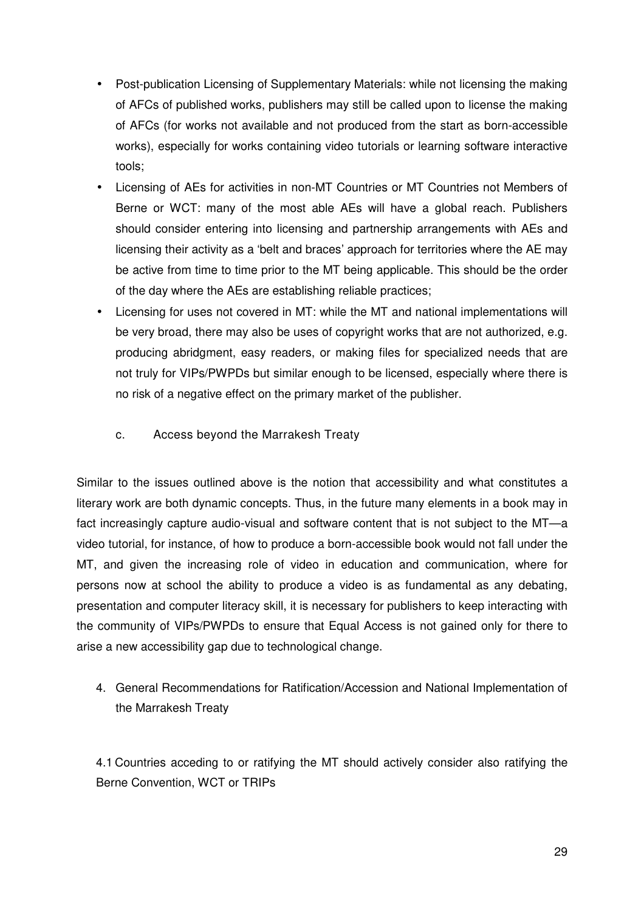- Post-publication Licensing of Supplementary Materials: while not licensing the making of AFCs of published works, publishers may still be called upon to license the making of AFCs (for works not available and not produced from the start as born-accessible works), especially for works containing video tutorials or learning software interactive tools;
- Licensing of AEs for activities in non-MT Countries or MT Countries not Members of Berne or WCT: many of the most able AEs will have a global reach. Publishers should consider entering into licensing and partnership arrangements with AEs and licensing their activity as a 'belt and braces' approach for territories where the AE may be active from time to time prior to the MT being applicable. This should be the order of the day where the AEs are establishing reliable practices;
- Licensing for uses not covered in MT: while the MT and national implementations will be very broad, there may also be uses of copyright works that are not authorized, e.g. producing abridgment, easy readers, or making files for specialized needs that are not truly for VIPs/PWPDs but similar enough to be licensed, especially where there is no risk of a negative effect on the primary market of the publisher.

### c. Access beyond the Marrakesh Treaty

Similar to the issues outlined above is the notion that accessibility and what constitutes a literary work are both dynamic concepts. Thus, in the future many elements in a book may in fact increasingly capture audio-visual and software content that is not subject to the MT—a video tutorial, for instance, of how to produce a born-accessible book would not fall under the MT, and given the increasing role of video in education and communication, where for persons now at school the ability to produce a video is as fundamental as any debating, presentation and computer literacy skill, it is necessary for publishers to keep interacting with the community of VIPs/PWPDs to ensure that Equal Access is not gained only for there to arise a new accessibility gap due to technological change.

## 4. General Recommendations for Ratification/Accession and National Implementation of the Marrakesh Treaty

### 4.1 Countries acceding to or ratifying the MT should actively consider also ratifying the Berne Convention, WCT or TRIPs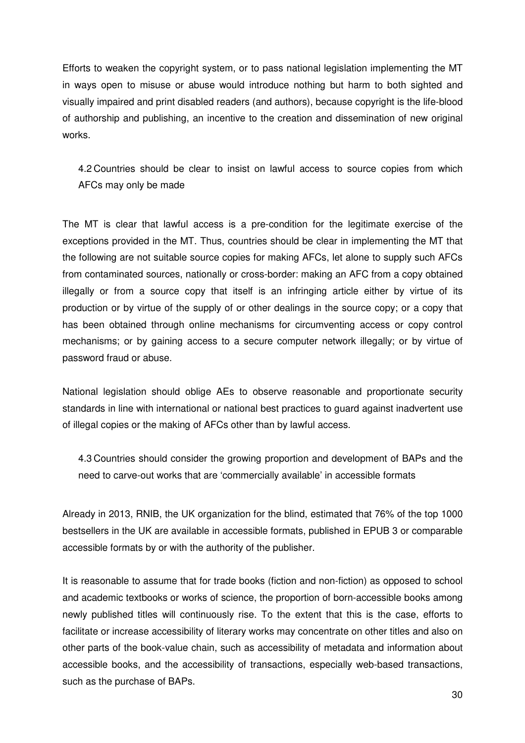Efforts to weaken the copyright system, or to pass national legislation implementing the MT in ways open to misuse or abuse would introduce nothing but harm to both sighted and visually impaired and print disabled readers (and authors), because copyright is the life-blood of authorship and publishing, an incentive to the creation and dissemination of new original works.

### 4.2 Countries should be clear to insist on lawful access to source copies from which AFCs may only be made

The MT is clear that lawful access is a pre-condition for the legitimate exercise of the exceptions provided in the MT. Thus, countries should be clear in implementing the MT that the following are not suitable source copies for making AFCs, let alone to supply such AFCs from contaminated sources, nationally or cross-border: making an AFC from a copy obtained illegally or from a source copy that itself is an infringing article either by virtue of its production or by virtue of the supply of or other dealings in the source copy; or a copy that has been obtained through online mechanisms for circumventing access or copy control mechanisms; or by gaining access to a secure computer network illegally; or by virtue of password fraud or abuse.

National legislation should oblige AEs to observe reasonable and proportionate security standards in line with international or national best practices to guard against inadvertent use of illegal copies or the making of AFCs other than by lawful access.

### 4.3 Countries should consider the growing proportion and development of BAPs and the need to carve-out works that are 'commercially available' in accessible formats

Already in 2013, RNIB, the UK organization for the blind, estimated that 76% of the top 1000 bestsellers in the UK are available in accessible formats, published in EPUB 3 or comparable accessible formats by or with the authority of the publisher.

It is reasonable to assume that for trade books (fiction and non-fiction) as opposed to school and academic textbooks or works of science, the proportion of born-accessible books among newly published titles will continuously rise. To the extent that this is the case, efforts to facilitate or increase accessibility of literary works may concentrate on other titles and also on other parts of the book-value chain, such as accessibility of metadata and information about accessible books, and the accessibility of transactions, especially web-based transactions, such as the purchase of BAPs.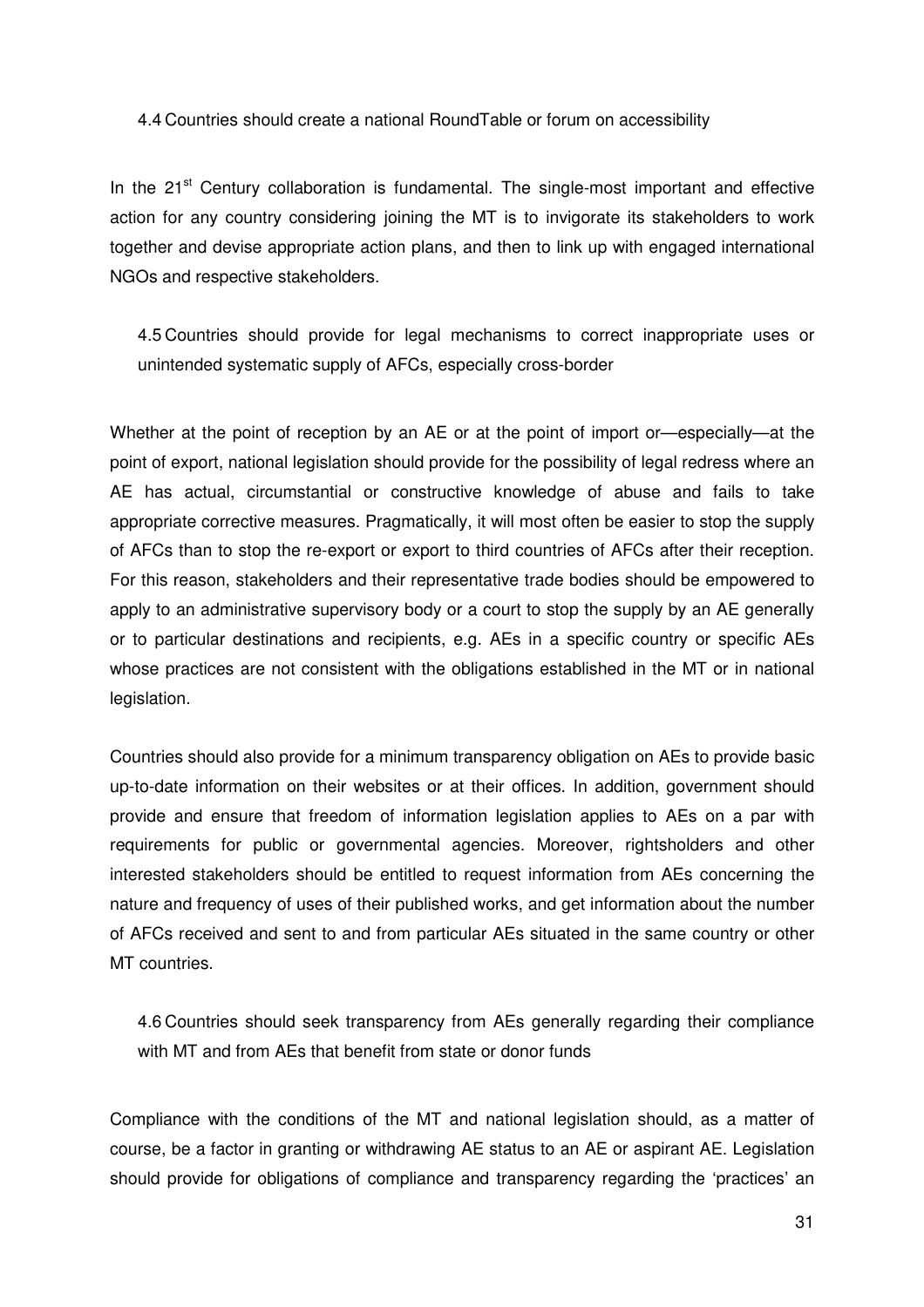### 4.4 Countries should create a national RoundTable or forum on accessibility

In the 21st Century collaboration is fundamental. The single-most important and effective action for any country considering joining the MT is to invigorate its stakeholders to work together and devise appropriate action plans, and then to link up with engaged international NGOs and respective stakeholders.

### 4.5 Countries should provide for legal mechanisms to correct inappropriate uses or unintended systematic supply of AFCs, especially cross-border

Whether at the point of reception by an AE or at the point of import or—especially—at the point of export, national legislation should provide for the possibility of legal redress where an AE has actual, circumstantial or constructive knowledge of abuse and fails to take appropriate corrective measures. Pragmatically, it will most often be easier to stop the supply of AFCs than to stop the re-export or export to third countries of AFCs after their reception. For this reason, stakeholders and their representative trade bodies should be empowered to apply to an administrative supervisory body or a court to stop the supply by an AE generally or to particular destinations and recipients, e.g. AEs in a specific country or specific AEs whose practices are not consistent with the obligations established in the MT or in national legislation.

Countries should also provide for a minimum transparency obligation on AEs to provide basic up-to-date information on their websites or at their offices. In addition, government should provide and ensure that freedom of information legislation applies to AEs on a par with requirements for public or governmental agencies. Moreover, rightsholders and other interested stakeholders should be entitled to request information from AEs concerning the nature and frequency of uses of their published works, and get information about the number of AFCs received and sent to and from particular AEs situated in the same country or other MT countries.

### 4.6 Countries should seek transparency from AEs generally regarding their compliance with MT and from AEs that benefit from state or donor funds

Compliance with the conditions of the MT and national legislation should, as a matter of course, be a factor in granting or withdrawing AE status to an AE or aspirant AE. Legislation should provide for obligations of compliance and transparency regarding the 'practices' an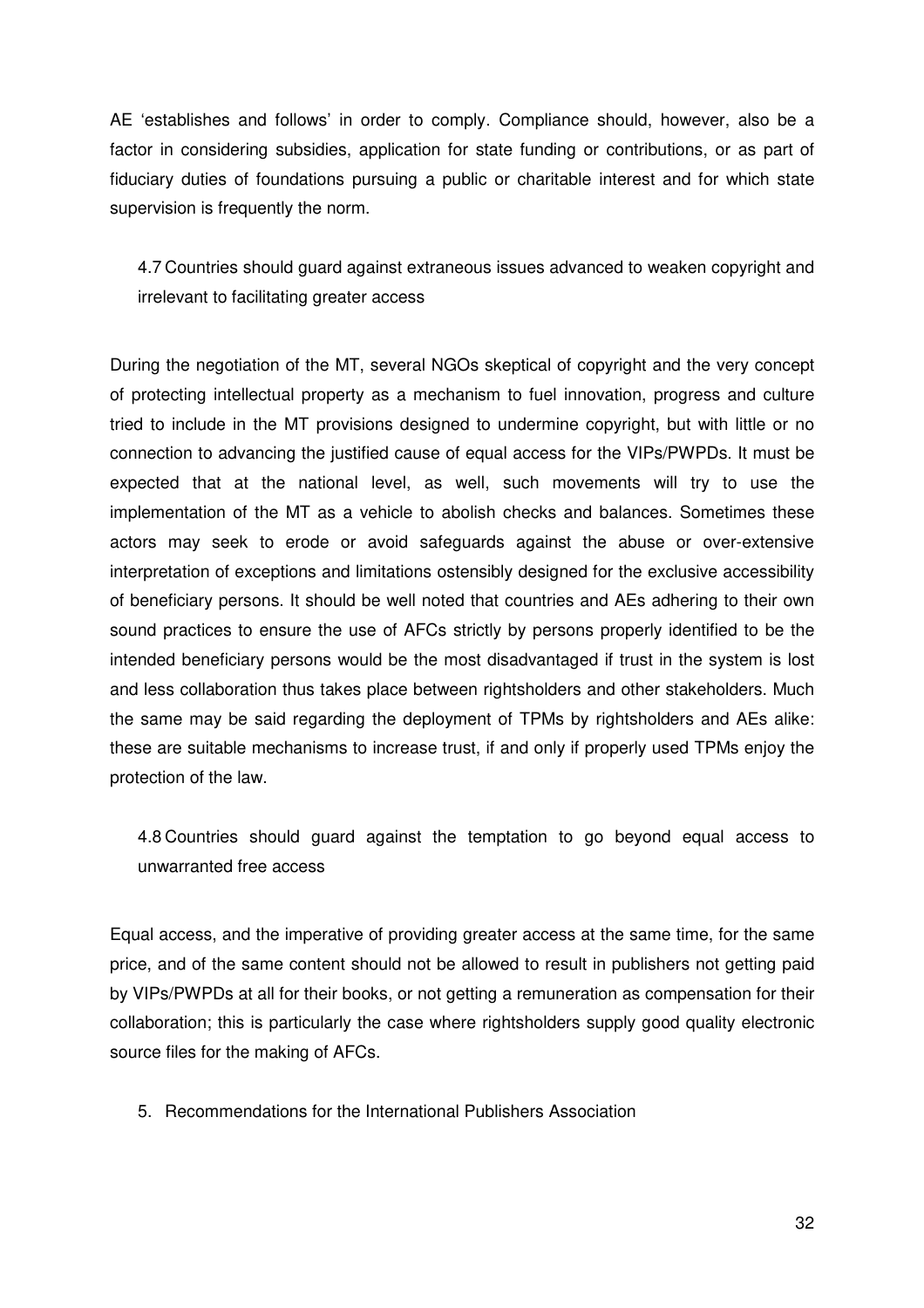AE 'establishes and follows' in order to comply. Compliance should, however, also be a factor in considering subsidies, application for state funding or contributions, or as part of fiduciary duties of foundations pursuing a public or charitable interest and for which state supervision is frequently the norm.

### 4.7 Countries should guard against extraneous issues advanced to weaken copyright and irrelevant to facilitating greater access

During the negotiation of the MT, several NGOs skeptical of copyright and the very concept of protecting intellectual property as a mechanism to fuel innovation, progress and culture tried to include in the MT provisions designed to undermine copyright, but with little or no connection to advancing the justified cause of equal access for the VIPs/PWPDs. It must be expected that at the national level, as well, such movements will try to use the implementation of the MT as a vehicle to abolish checks and balances. Sometimes these actors may seek to erode or avoid safeguards against the abuse or over-extensive interpretation of exceptions and limitations ostensibly designed for the exclusive accessibility of beneficiary persons. It should be well noted that countries and AEs adhering to their own sound practices to ensure the use of AFCs strictly by persons properly identified to be the intended beneficiary persons would be the most disadvantaged if trust in the system is lost and less collaboration thus takes place between rightsholders and other stakeholders. Much the same may be said regarding the deployment of TPMs by rightsholders and AEs alike: these are suitable mechanisms to increase trust, if and only if properly used TPMs enjoy the protection of the law.

### 4.8 Countries should guard against the temptation to go beyond equal access to unwarranted free access

Equal access, and the imperative of providing greater access at the same time, for the same price, and of the same content should not be allowed to result in publishers not getting paid by VIPs/PWPDs at all for their books, or not getting a remuneration as compensation for their collaboration; this is particularly the case where rightsholders supply good quality electronic source files for the making of AFCs.

## 5. Recommendations for the International Publishers Association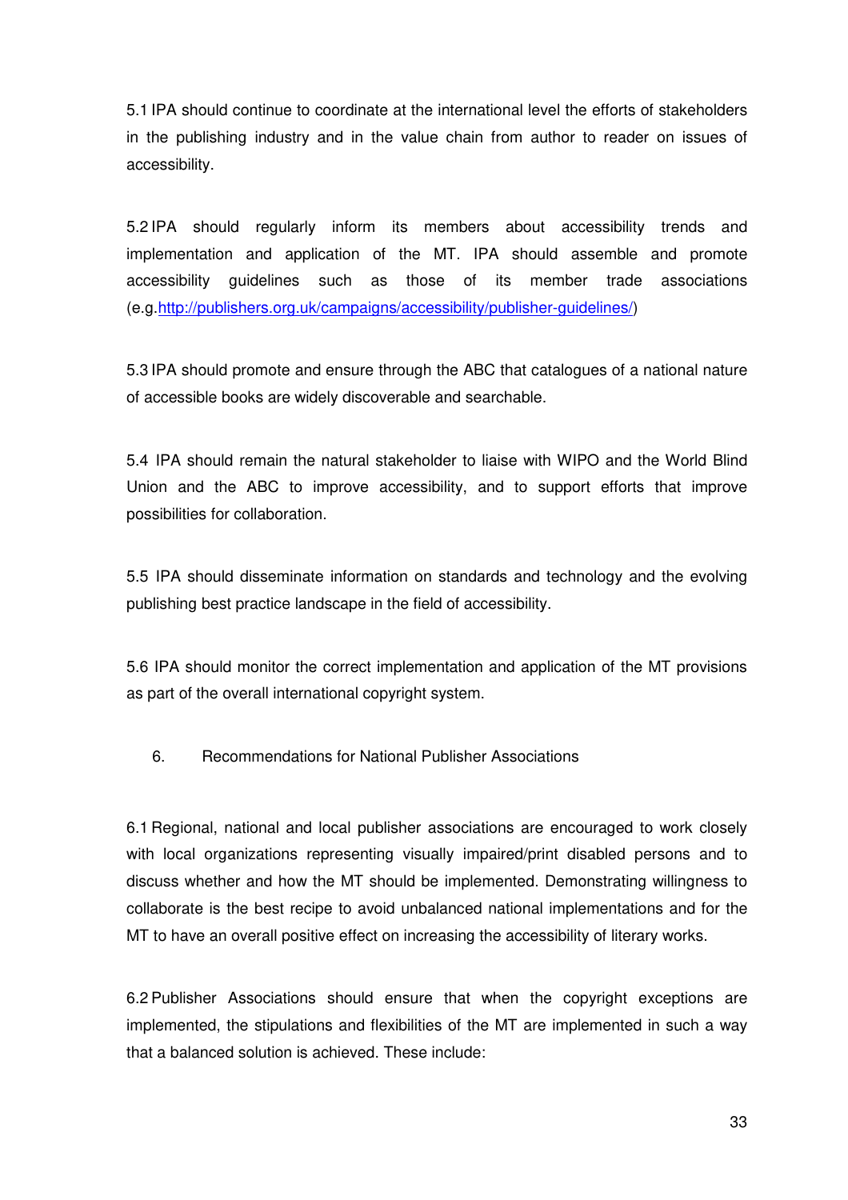5.1 IPA should continue to coordinate at the international level the efforts of stakeholders in the publishing industry and in the value chain from author to reader on issues of accessibility.

5.2 IPA should regularly inform its members about accessibility trends and implementation and application of the MT. IPA should assemble and promote accessibility guidelines such as those of its member trade associations (e.g.[http://publishers.org.uk/campaigns/accessibility/publisher-guidelines/](http://publishers.org.uk/campaigns/accessibility/publisher-guidelines/))

5.3 IPA should promote and ensure through the ABC that catalogues of a national nature of accessible books are widely discoverable and searchable.

5.4 IPA should remain the natural stakeholder to liaise with WIPO and the World Blind Union and the ABC to improve accessibility, and to support efforts that improve possibilities for collaboration.

5.5 IPA should disseminate information on standards and technology and the evolving publishing best practice landscape in the field of accessibility.

5.6 IPA should monitor the correct implementation and application of the MT provisions as part of the overall international copyright system.

## 6. Recommendations for National Publisher Associations

6.1 Regional, national and local publisher associations are encouraged to work closely with local organizations representing visually impaired/print disabled persons and to discuss whether and how the MT should be implemented. Demonstrating willingness to collaborate is the best recipe to avoid unbalanced national implementations and for the MT to have an overall positive effect on increasing the accessibility of literary works.

6.2 Publisher Associations should ensure that when the copyright exceptions are implemented, the stipulations and flexibilities of the MT are implemented in such a way that a balanced solution is achieved. These include: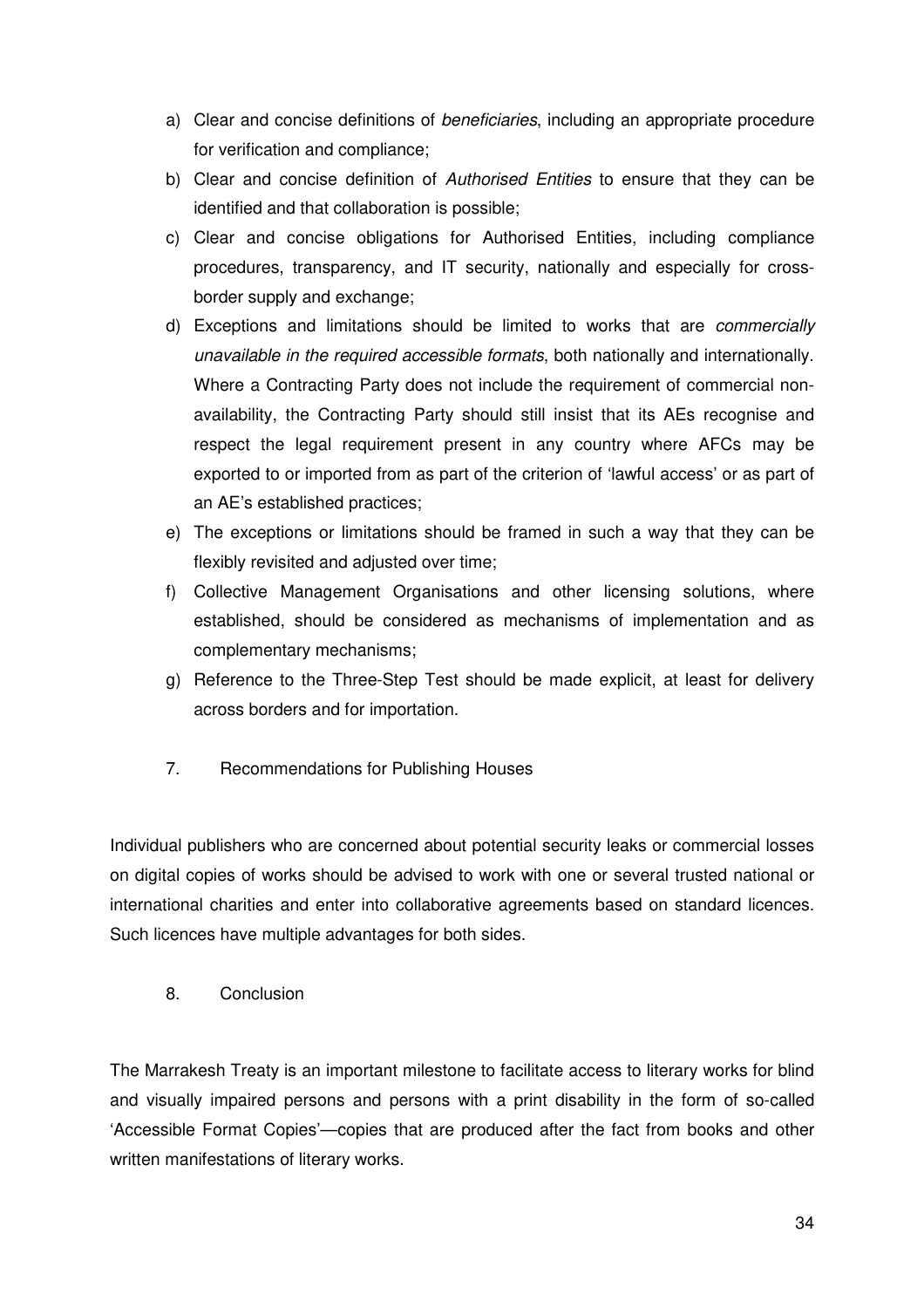a) Clear and concise definitions of *beneficiaries*, including an appropriate procedure for verification and compliance;
b) Clear and concise definition of *Authorised Entities* to ensure that they can be identified and that collaboration is possible;
c) Clear and concise obligations for Authorised Entities, including compliance procedures, transparency, and IT security, nationally and especially for cross-border supply and exchange;
d) Exceptions and limitations should be limited to works that are *commercially unavailable in the required accessible formats*, both nationally and internationally. Where a Contracting Party does not include the requirement of commercial non-availability, the Contracting Party should still insist that its AEs recognise and respect the legal requirement present in any country where AFCs may be exported to or imported from as part of the criterion of 'lawful access' or as part of an AE's established practices;
e) The exceptions or limitations should be framed in such a way that they can be flexibly revisited and adjusted over time;
f) Collective Management Organisations and other licensing solutions, where established, should be considered as mechanisms of implementation and as complementary mechanisms;
g) Reference to the Three-Step Test should be made explicit, at least for delivery across borders and for importation.

## 7. Recommendations for Publishing Houses

Individual publishers who are concerned about potential security leaks or commercial losses on digital copies of works should be advised to work with one or several trusted national or international charities and enter into collaborative agreements based on standard licences. Such licences have multiple advantages for both sides.

## 8. Conclusion

The Marrakesh Treaty is an important milestone to facilitate access to literary works for blind and visually impaired persons and persons with a print disability in the form of so-called 'Accessible Format Copies'—copies that are produced after the fact from books and other written manifestations of literary works.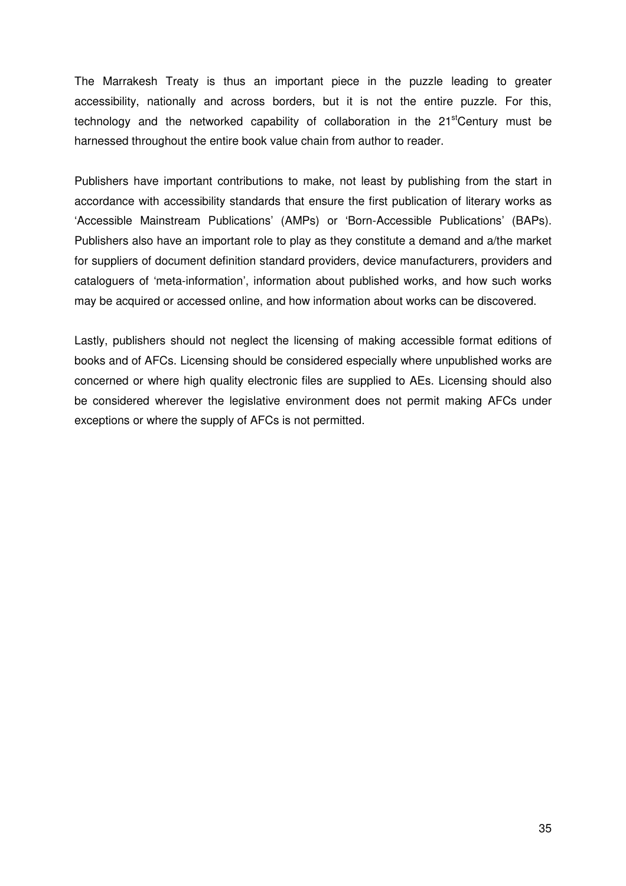The Marrakesh Treaty is thus an important piece in the puzzle leading to greater accessibility, nationally and across borders, but it is not the entire puzzle. For this, technology and the networked capability of collaboration in the 21st Century must be harnessed throughout the entire book value chain from author to reader.

Publishers have important contributions to make, not least by publishing from the start in accordance with accessibility standards that ensure the first publication of literary works as 'Accessible Mainstream Publications' (AMPs) or 'Born-Accessible Publications' (BAPs). Publishers also have an important role to play as they constitute a demand and a/the market for suppliers of document definition standard providers, device manufacturers, providers and cataloguers of 'meta-information', information about published works, and how such works may be acquired or accessed online, and how information about works can be discovered.

Lastly, publishers should not neglect the licensing of making accessible format editions of books and of AFCs. Licensing should be considered especially where unpublished works are concerned or where high quality electronic files are supplied to AEs. Licensing should also be considered wherever the legislative environment does not permit making AFCs under exceptions or where the supply of AFCs is not permitted.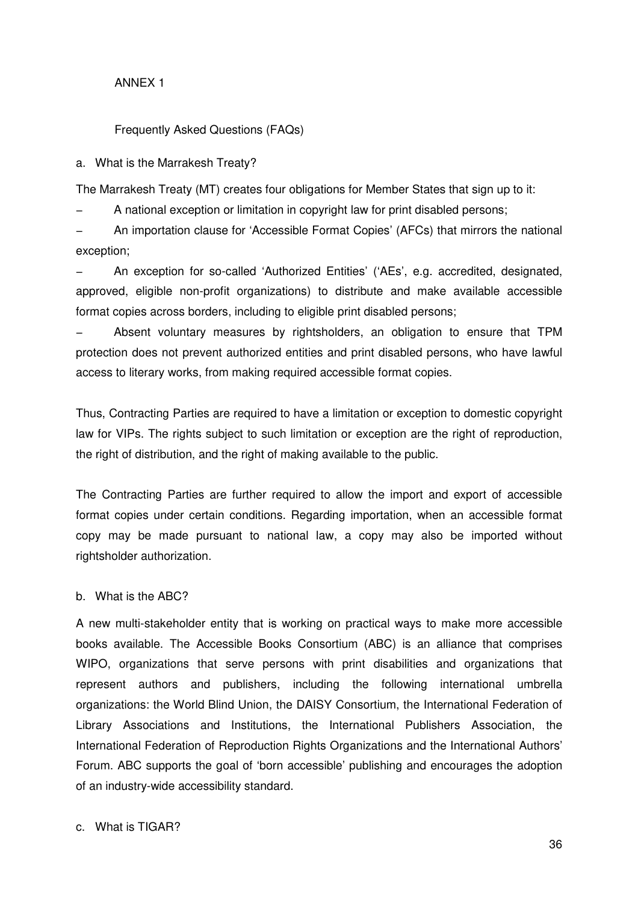ANNEX 1

Frequently Asked Questions (FAQs)

a. What is the Marrakesh Treaty?

The Marrakesh Treaty (MT) creates four obligations for Member States that sign up to it:

- A national exception or limitation in copyright law for print disabled persons;
- An importation clause for 'Accessible Format Copies' (AFCs) that mirrors the national exception;
- An exception for so-called 'Authorized Entities' ('AEs', e.g. accredited, designated, approved, eligible non-profit organizations) to distribute and make available accessible format copies across borders, including to eligible print disabled persons;
- Absent voluntary measures by rightsholders, an obligation to ensure that TPM protection does not prevent authorized entities and print disabled persons, who have lawful access to literary works, from making required accessible format copies.

Thus, Contracting Parties are required to have a limitation or exception to domestic copyright law for VIPs. The rights subject to such limitation or exception are the right of reproduction, the right of distribution, and the right of making available to the public.

The Contracting Parties are further required to allow the import and export of accessible format copies under certain conditions. Regarding importation, when an accessible format copy may be made pursuant to national law, a copy may also be imported without rightsholder authorization.

b. What is the ABC?

A new multi-stakeholder entity that is working on practical ways to make more accessible books available. The Accessible Books Consortium (ABC) is an alliance that comprises WIPO, organizations that serve persons with print disabilities and organizations that represent authors and publishers, including the following international umbrella organizations: the World Blind Union, the DAISY Consortium, the International Federation of Library Associations and Institutions, the International Publishers Association, the International Federation of Reproduction Rights Organizations and the International Authors' Forum. ABC supports the goal of 'born accessible' publishing and encourages the adoption of an industry-wide accessibility standard.

c. What is TIGAR?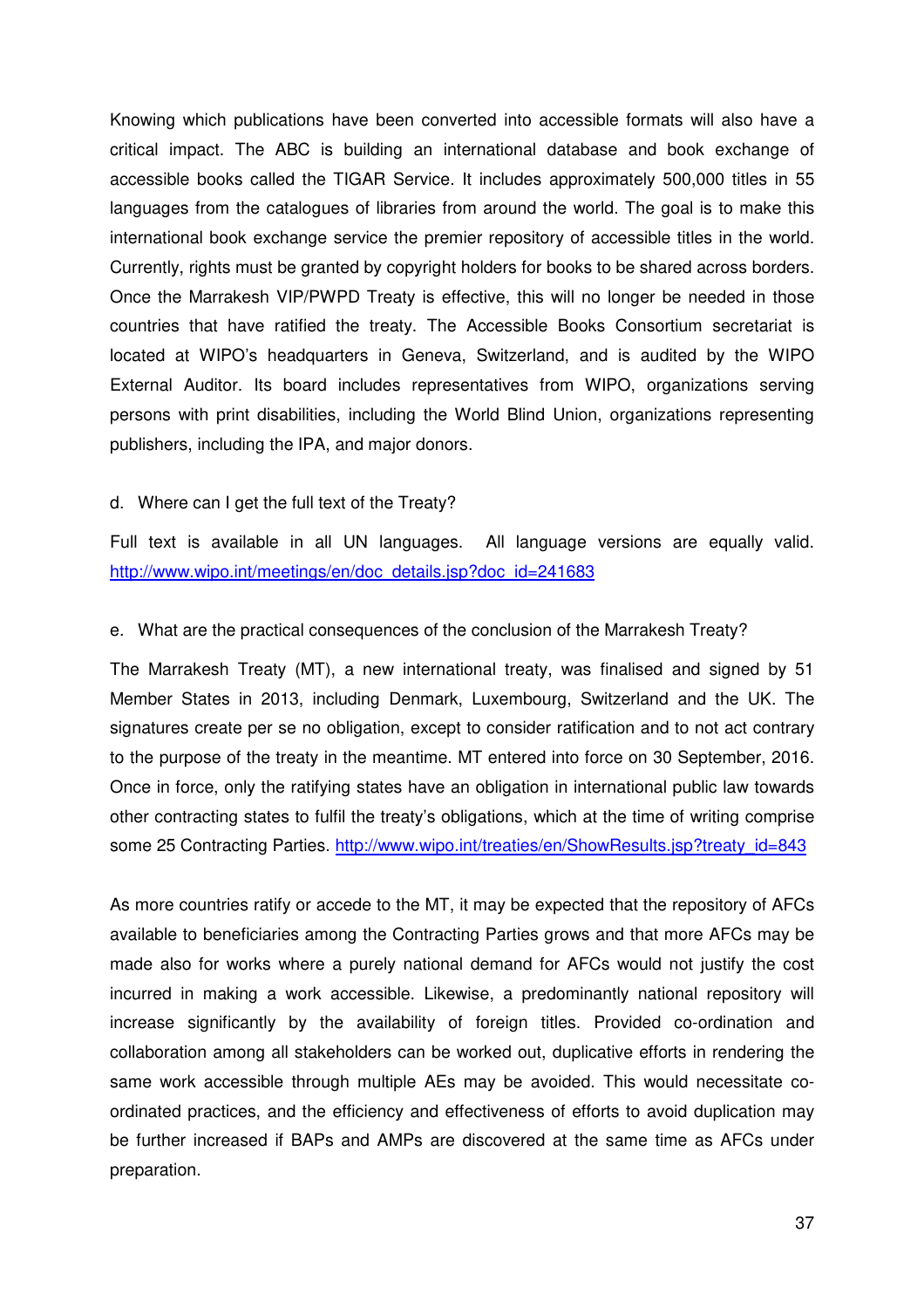Knowing which publications have been converted into accessible formats will also have a critical impact. The ABC is building an international database and book exchange of accessible books called the TIGAR Service. It includes approximately 500,000 titles in 55 languages from the catalogues of libraries from around the world. The goal is to make this international book exchange service the premier repository of accessible titles in the world. Currently, rights must be granted by copyright holders for books to be shared across borders. Once the Marrakesh VIP/PWPD Treaty is effective, this will no longer be needed in those countries that have ratified the treaty. The Accessible Books Consortium secretariat is located at WIPO's headquarters in Geneva, Switzerland, and is audited by the WIPO External Auditor. Its board includes representatives from WIPO, organizations serving persons with print disabilities, including the World Blind Union, organizations representing publishers, including the IPA, and major donors.

d. Where can I get the full text of the Treaty?

Full text is available in all UN languages. All language versions are equally valid. [http://www.wipo.int/meetings/en/doc_details.jsp?doc_id=241683](http://www.wipo.int/meetings/en/doc_details.jsp?doc_id=241683)

e. What are the practical consequences of the conclusion of the Marrakesh Treaty?

The Marrakesh Treaty (MT), a new international treaty, was finalised and signed by 51 Member States in 2013, including Denmark, Luxembourg, Switzerland and the UK. The signatures create per se no obligation, except to consider ratification and to not act contrary to the purpose of the treaty in the meantime. MT entered into force on 30 September, 2016. Once in force, only the ratifying states have an obligation in international public law towards other contracting states to fulfil the treaty's obligations, which at the time of writing comprise some 25 Contracting Parties. [http://www.wipo.int/treaties/en/ShowResults.jsp?treaty_id=843](http://www.wipo.int/treaties/en/ShowResults.jsp?treaty_id=843)

As more countries ratify or accede to the MT, it may be expected that the repository of AFCs available to beneficiaries among the Contracting Parties grows and that more AFCs may be made also for works where a purely national demand for AFCs would not justify the cost incurred in making a work accessible. Likewise, a predominantly national repository will increase significantly by the availability of foreign titles. Provided co-ordination and collaboration among all stakeholders can be worked out, duplicative efforts in rendering the same work accessible through multiple AEs may be avoided. This would necessitate co-ordinated practices, and the efficiency and effectiveness of efforts to avoid duplication may be further increased if BAPs and AMPs are discovered at the same time as AFCs under preparation.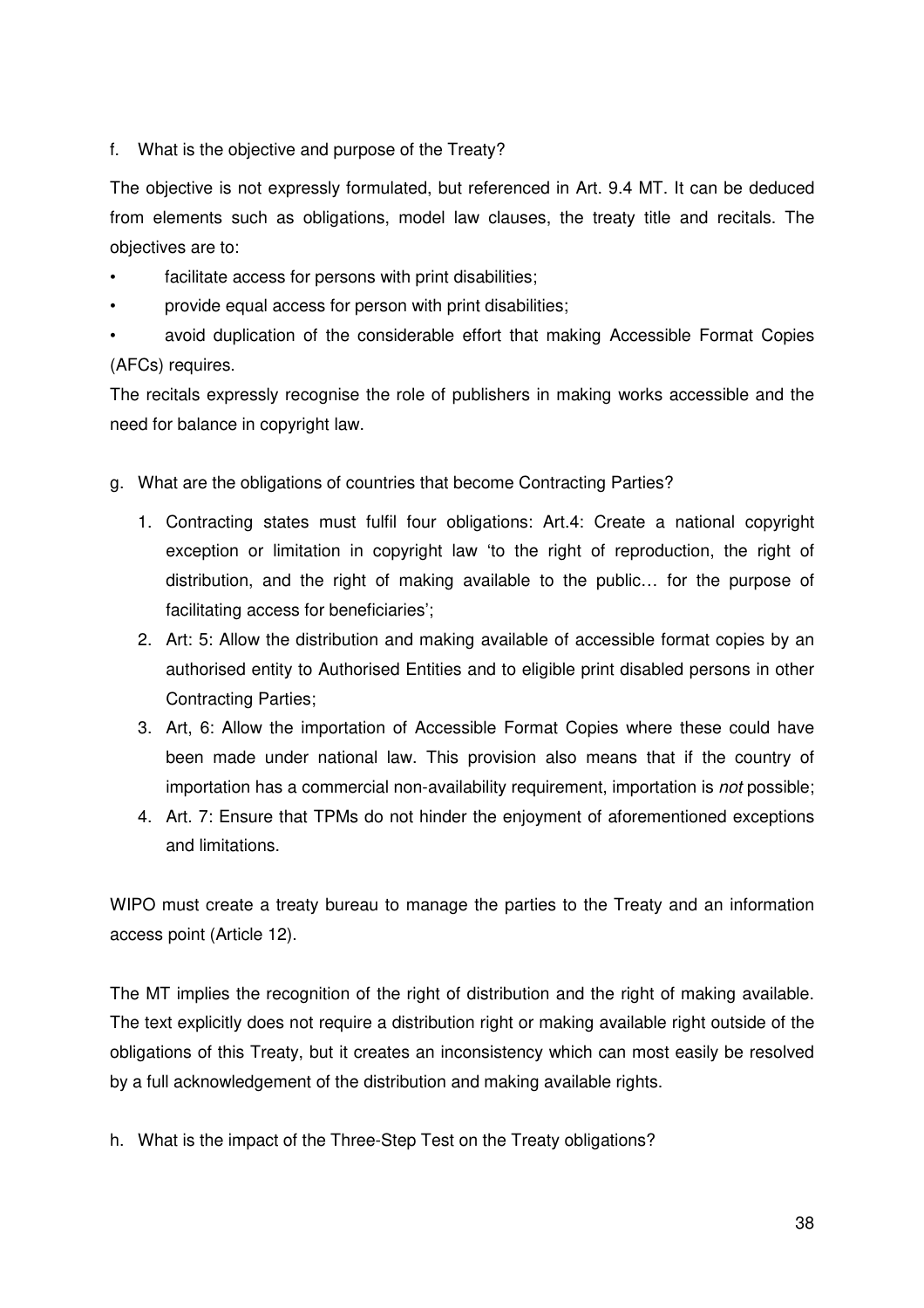f. What is the objective and purpose of the Treaty?

The objective is not expressly formulated, but referenced in Art. 9.4 MT. It can be deduced from elements such as obligations, model law clauses, the treaty title and recitals. The objectives are to:

- facilitate access for persons with print disabilities;
- provide equal access for person with print disabilities;
- avoid duplication of the considerable effort that making Accessible Format Copies (AFCs) requires.

The recitals expressly recognise the role of publishers in making works accessible and the need for balance in copyright law.

g. What are the obligations of countries that become Contracting Parties?

1. Contracting states must fulfil four obligations: Art.4: Create a national copyright exception or limitation in copyright law 'to the right of reproduction, the right of distribution, and the right of making available to the public… for the purpose of facilitating access for beneficiaries';
2. Art: 5: Allow the distribution and making available of accessible format copies by an authorised entity to Authorised Entities and to eligible print disabled persons in other Contracting Parties;
3. Art, 6: Allow the importation of Accessible Format Copies where these could have been made under national law. This provision also means that if the country of importation has a commercial non-availability requirement, importation is *not* possible;
4. Art. 7: Ensure that TPMs do not hinder the enjoyment of aforementioned exceptions and limitations.

WIPO must create a treaty bureau to manage the parties to the Treaty and an information access point (Article 12).

The MT implies the recognition of the right of distribution and the right of making available. The text explicitly does not require a distribution right or making available right outside of the obligations of this Treaty, but it creates an inconsistency which can most easily be resolved by a full acknowledgement of the distribution and making available rights.

h. What is the impact of the Three-Step Test on the Treaty obligations?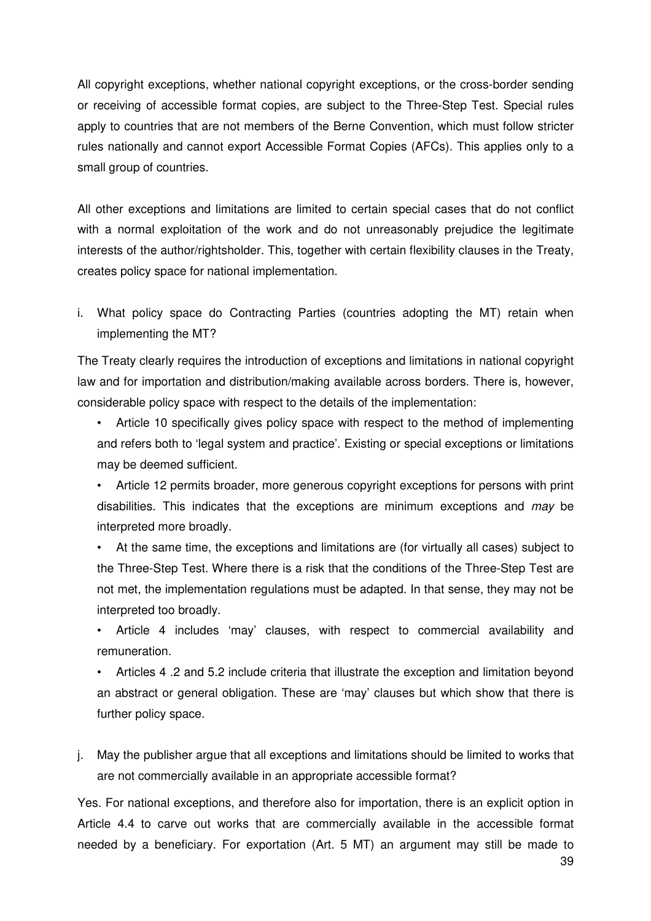All copyright exceptions, whether national copyright exceptions, or the cross-border sending or receiving of accessible format copies, are subject to the Three-Step Test. Special rules apply to countries that are not members of the Berne Convention, which must follow stricter rules nationally and cannot export Accessible Format Copies (AFCs). This applies only to a small group of countries.

All other exceptions and limitations are limited to certain special cases that do not conflict with a normal exploitation of the work and do not unreasonably prejudice the legitimate interests of the author/rightsholder. This, together with certain flexibility clauses in the Treaty, creates policy space for national implementation.

i. What policy space do Contracting Parties (countries adopting the MT) retain when implementing the MT?

The Treaty clearly requires the introduction of exceptions and limitations in national copyright law and for importation and distribution/making available across borders. There is, however, considerable policy space with respect to the details of the implementation:

- Article 10 specifically gives policy space with respect to the method of implementing and refers both to 'legal system and practice'. Existing or special exceptions or limitations may be deemed sufficient.
- Article 12 permits broader, more generous copyright exceptions for persons with print disabilities. This indicates that the exceptions are minimum exceptions and *may* be interpreted more broadly.
- At the same time, the exceptions and limitations are (for virtually all cases) subject to the Three-Step Test. Where there is a risk that the conditions of the Three-Step Test are not met, the implementation regulations must be adapted. In that sense, they may not be interpreted too broadly.
- Article 4 includes 'may' clauses, with respect to commercial availability and remuneration.
- Articles 4 .2 and 5.2 include criteria that illustrate the exception and limitation beyond an abstract or general obligation. These are 'may' clauses but which show that there is further policy space.

j. May the publisher argue that all exceptions and limitations should be limited to works that are not commercially available in an appropriate accessible format?

Yes. For national exceptions, and therefore also for importation, there is an explicit option in Article 4.4 to carve out works that are commercially available in the accessible format needed by a beneficiary. For exportation (Art. 5 MT) an argument may still be made to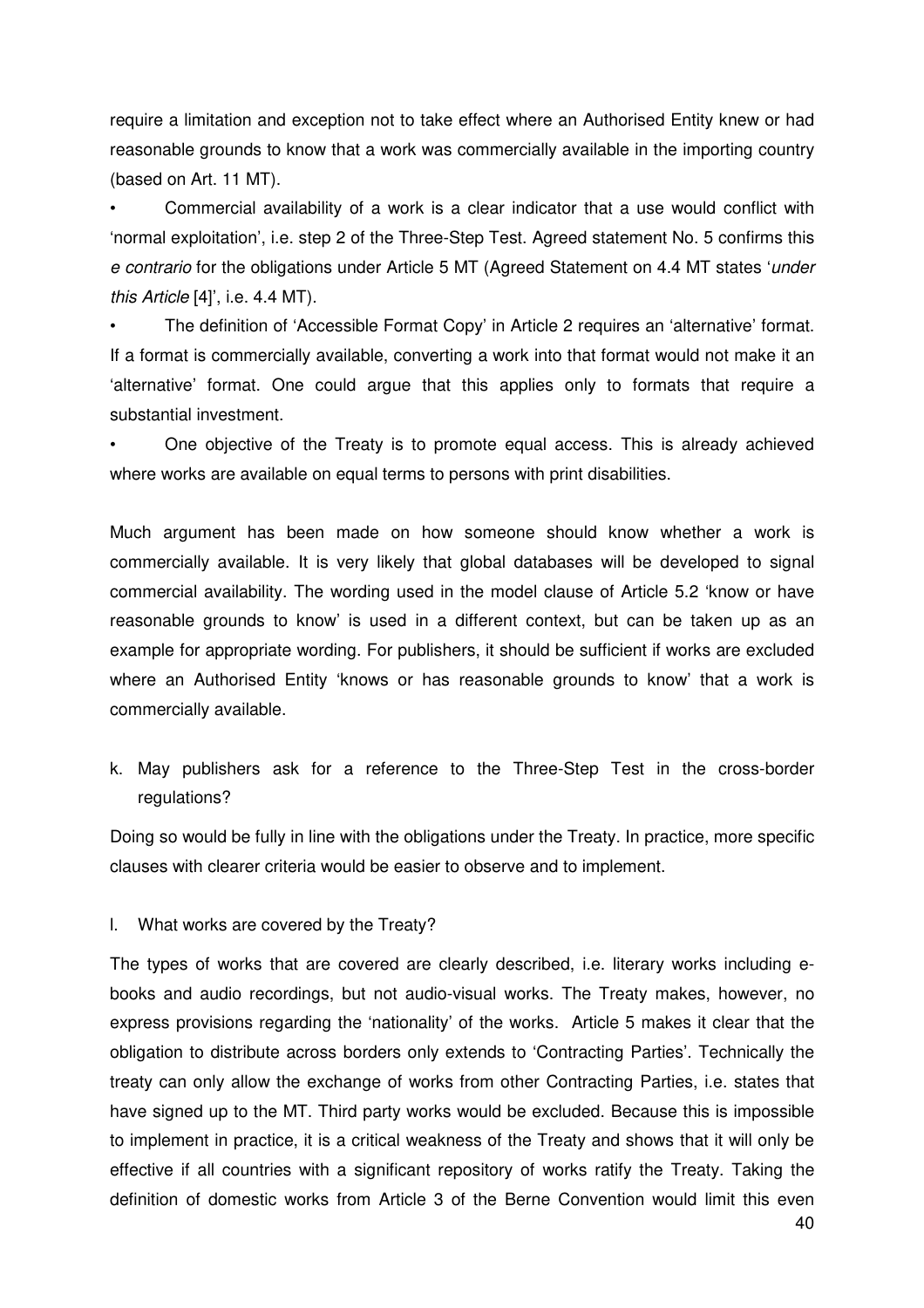require a limitation and exception not to take effect where an Authorised Entity knew or had reasonable grounds to know that a work was commercially available in the importing country (based on Art. 11 MT).

- Commercial availability of a work is a clear indicator that a use would conflict with 'normal exploitation', i.e. step 2 of the Three-Step Test. Agreed statement No. 5 confirms this *e contrario* for the obligations under Article 5 MT (Agreed Statement on 4.4 MT states '*under this Article* [4]', i.e. 4.4 MT).
- The definition of 'Accessible Format Copy' in Article 2 requires an 'alternative' format. If a format is commercially available, converting a work into that format would not make it an 'alternative' format. One could argue that this applies only to formats that require a substantial investment.
- One objective of the Treaty is to promote equal access. This is already achieved where works are available on equal terms to persons with print disabilities.

Much argument has been made on how someone should know whether a work is commercially available. It is very likely that global databases will be developed to signal commercial availability. The wording used in the model clause of Article 5.2 'know or have reasonable grounds to know' is used in a different context, but can be taken up as an example for appropriate wording. For publishers, it should be sufficient if works are excluded where an Authorised Entity 'knows or has reasonable grounds to know' that a work is commercially available.

k. May publishers ask for a reference to the Three-Step Test in the cross-border regulations?

Doing so would be fully in line with the obligations under the Treaty. In practice, more specific clauses with clearer criteria would be easier to observe and to implement.

l. What works are covered by the Treaty?

The types of works that are covered are clearly described, i.e. literary works including e-books and audio recordings, but not audio-visual works. The Treaty makes, however, no express provisions regarding the 'nationality' of the works. Article 5 makes it clear that the obligation to distribute across borders only extends to 'Contracting Parties'. Technically the treaty can only allow the exchange of works from other Contracting Parties, i.e. states that have signed up to the MT. Third party works would be excluded. Because this is impossible to implement in practice, it is a critical weakness of the Treaty and shows that it will only be effective if all countries with a significant repository of works ratify the Treaty. Taking the definition of domestic works from Article 3 of the Berne Convention would limit this even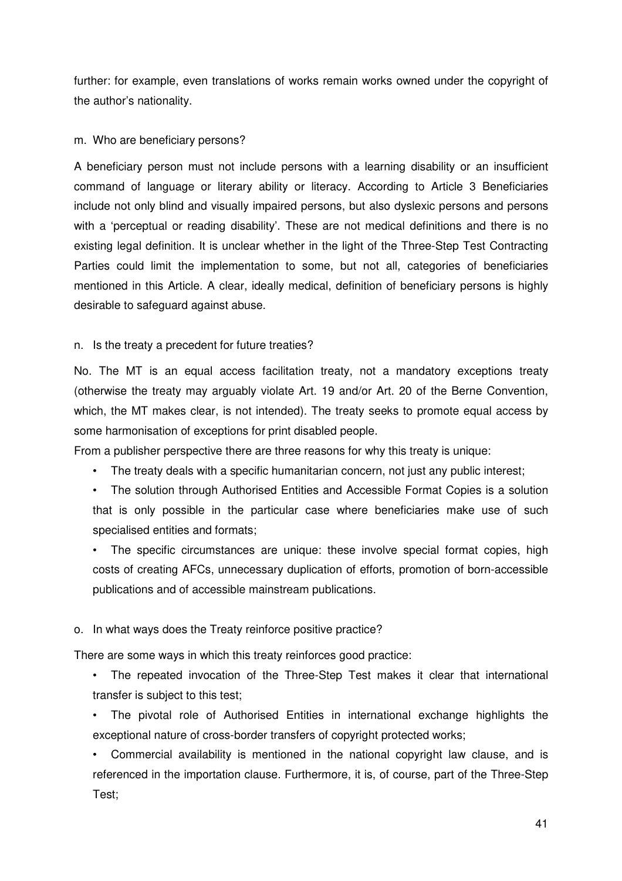further: for example, even translations of works remain works owned under the copyright of the author's nationality.

m. Who are beneficiary persons?

A beneficiary person must not include persons with a learning disability or an insufficient command of language or literary ability or literacy. According to Article 3 Beneficiaries include not only blind and visually impaired persons, but also dyslexic persons and persons with a 'perceptual or reading disability'. These are not medical definitions and there is no existing legal definition. It is unclear whether in the light of the Three-Step Test Contracting Parties could limit the implementation to some, but not all, categories of beneficiaries mentioned in this Article. A clear, ideally medical, definition of beneficiary persons is highly desirable to safeguard against abuse.

n. Is the treaty a precedent for future treaties?

No. The MT is an equal access facilitation treaty, not a mandatory exceptions treaty (otherwise the treaty may arguably violate Art. 19 and/or Art. 20 of the Berne Convention, which, the MT makes clear, is not intended). The treaty seeks to promote equal access by some harmonisation of exceptions for print disabled people.

From a publisher perspective there are three reasons for why this treaty is unique:

- The treaty deals with a specific humanitarian concern, not just any public interest;
- The solution through Authorised Entities and Accessible Format Copies is a solution that is only possible in the particular case where beneficiaries make use of such specialised entities and formats;
- The specific circumstances are unique: these involve special format copies, high costs of creating AFCs, unnecessary duplication of efforts, promotion of born-accessible publications and of accessible mainstream publications.

o. In what ways does the Treaty reinforce positive practice?

There are some ways in which this treaty reinforces good practice:

- The repeated invocation of the Three-Step Test makes it clear that international transfer is subject to this test;
- The pivotal role of Authorised Entities in international exchange highlights the exceptional nature of cross-border transfers of copyright protected works;
- Commercial availability is mentioned in the national copyright law clause, and is referenced in the importation clause. Furthermore, it is, of course, part of the Three-Step Test;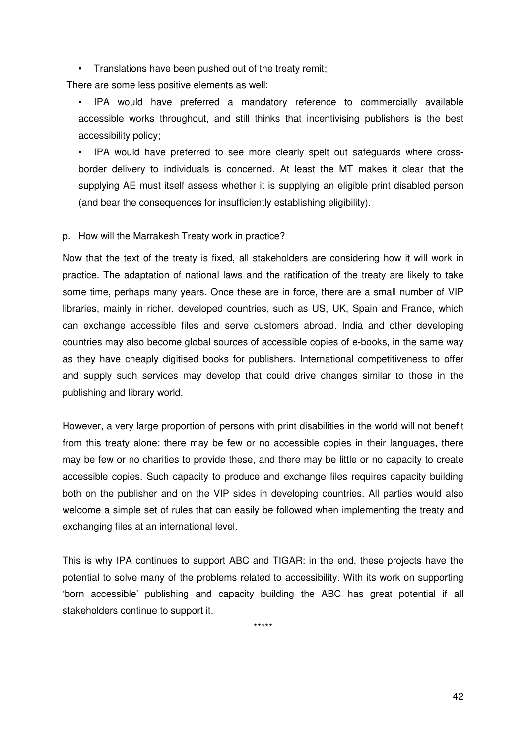- Translations have been pushed out of the treaty remit;

There are some less positive elements as well:

- IPA would have preferred a mandatory reference to commercially available accessible works throughout, and still thinks that incentivising publishers is the best accessibility policy;
- IPA would have preferred to see more clearly spelt out safeguards where cross-border delivery to individuals is concerned. At least the MT makes it clear that the supplying AE must itself assess whether it is supplying an eligible print disabled person (and bear the consequences for insufficiently establishing eligibility).

p. How will the Marrakesh Treaty work in practice?

Now that the text of the treaty is fixed, all stakeholders are considering how it will work in practice. The adaptation of national laws and the ratification of the treaty are likely to take some time, perhaps many years. Once these are in force, there are a small number of VIP libraries, mainly in richer, developed countries, such as US, UK, Spain and France, which can exchange accessible files and serve customers abroad. India and other developing countries may also become global sources of accessible copies of e-books, in the same way as they have cheaply digitised books for publishers. International competitiveness to offer and supply such services may develop that could drive changes similar to those in the publishing and library world.

However, a very large proportion of persons with print disabilities in the world will not benefit from this treaty alone: there may be few or no accessible copies in their languages, there may be few or no charities to provide these, and there may be little or no capacity to create accessible copies. Such capacity to produce and exchange files requires capacity building both on the publisher and on the VIP sides in developing countries. All parties would also welcome a simple set of rules that can easily be followed when implementing the treaty and exchanging files at an international level.

This is why IPA continues to support ABC and TIGAR: in the end, these projects have the potential to solve many of the problems related to accessibility. With its work on supporting 'born accessible' publishing and capacity building the ABC has great potential if all stakeholders continue to support it.

*****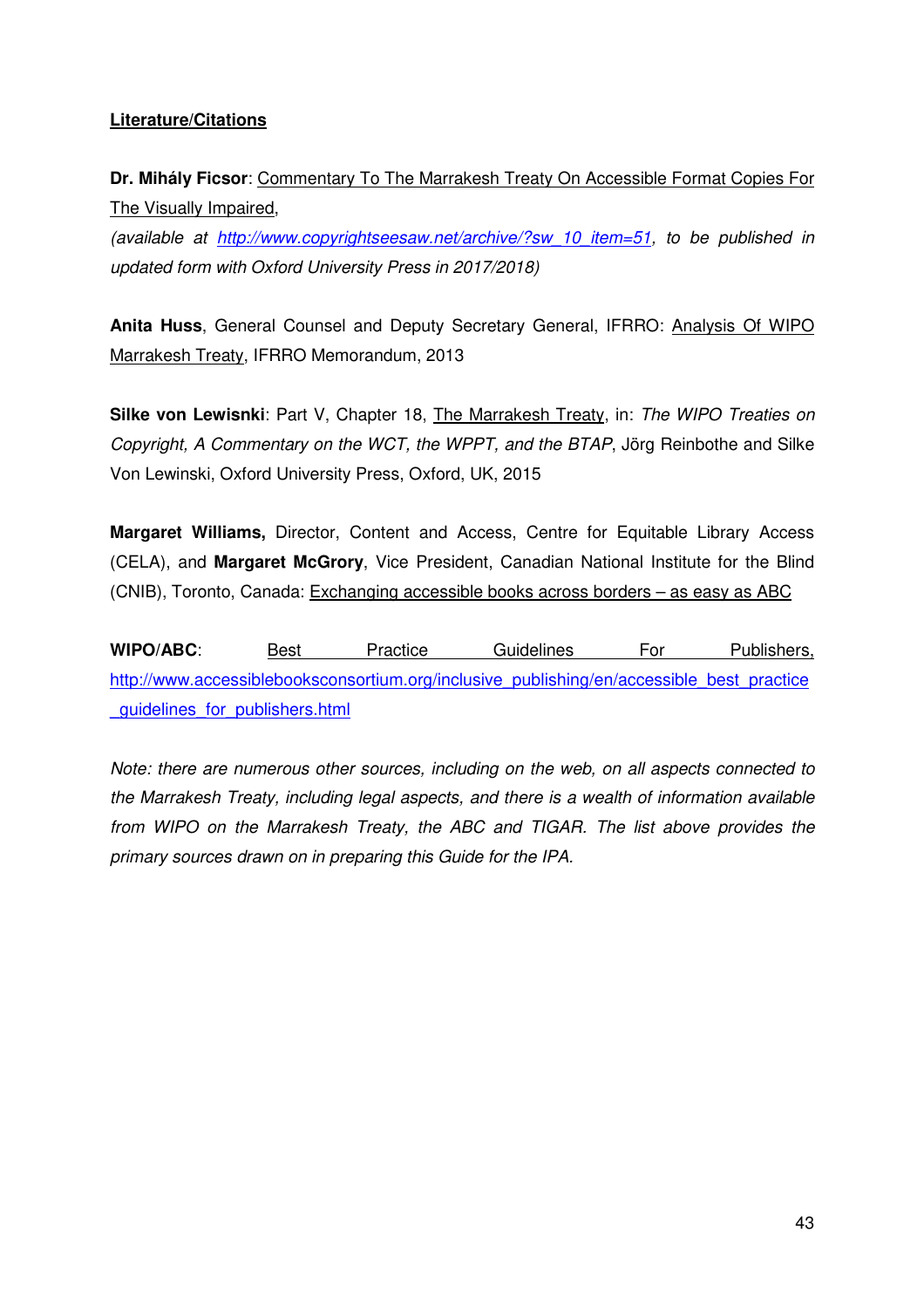**Literature/Citations**

**Dr. Mihály Ficsor**: Commentary To The Marrakesh Treaty On Accessible Format Copies For The Visually Impaired,
*(available at http://www.copyrightseesaw.net/archive/?sw_10_item=51, to be published in updated form with Oxford University Press in 2017/2018)*

**Anita Huss**, General Counsel and Deputy Secretary General, IFRRO: Analysis Of WIPO Marrakesh Treaty, IFRRO Memorandum, 2013

**Silke von Lewisnki**: Part V, Chapter 18, The Marrakesh Treaty, in: *The WIPO Treaties on Copyright, A Commentary on the WCT, the WPPT, and the BTAP*, Jörg Reinbothe and Silke Von Lewinski, Oxford University Press, Oxford, UK, 2015

**Margaret Williams,** Director, Content and Access, Centre for Equitable Library Access (CELA), and **Margaret McGrory**, Vice President, Canadian National Institute for the Blind (CNIB), Toronto, Canada: Exchanging accessible books across borders – as easy as ABC

**WIPO/ABC**: Best Practice Guidelines For Publishers, http://www.accessiblebooksconsortium.org/inclusive_publishing/en/accessible_best_practice_guidelines_for_publishers.html

*Note: there are numerous other sources, including on the web, on all aspects connected to the Marrakesh Treaty, including legal aspects, and there is a wealth of information available from WIPO on the Marrakesh Treaty, the ABC and TIGAR. The list above provides the primary sources drawn on in preparing this Guide for the IPA.*